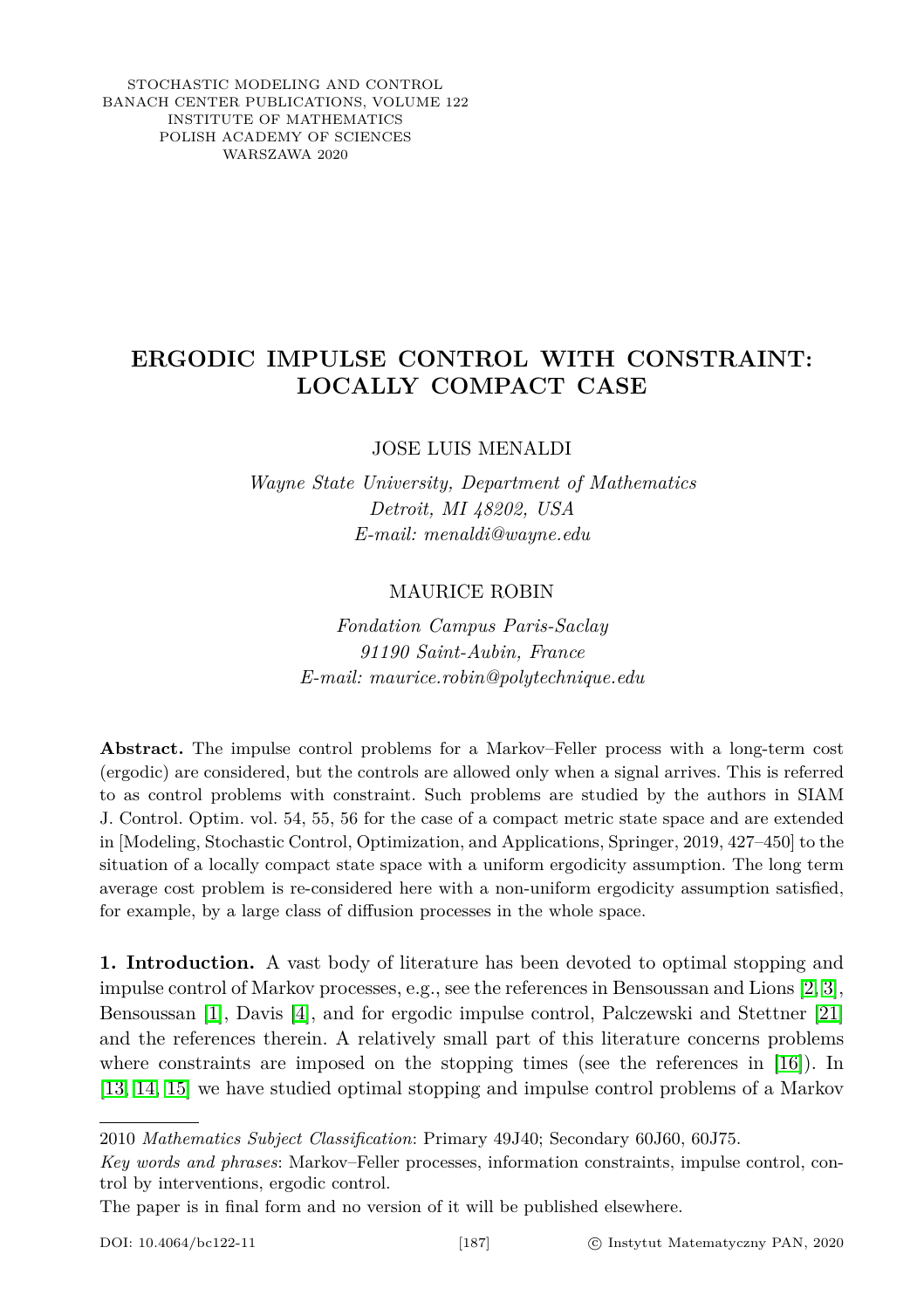STOCHASTIC MODELING AND CONTROL
BANACH CENTER PUBLICATIONS, VOLUME 122
INSTITUTE OF MATHEMATICS
POLISH ACADEMY OF SCIENCES
WARSZAWA 2020

# ERGODIC IMPULSE CONTROL WITH CONSTRAINT: LOCALLY COMPACT CASE

JOSE LUIS MENALDI

*Wayne State University, Department of Mathematics*
*Detroit, MI 48202, USA*
*E-mail: menaldi@wayne.edu*

MAURICE ROBIN

*Fondation Campus Paris-Saclay*
*91190 Saint-Aubin, France*
*E-mail: maurice.robin@polytechnique.edu*

**Abstract.** The impulse control problems for a Markov–Feller process with a long-term cost (ergodic) are considered, but the controls are allowed only when a signal arrives. This is referred to as control problems with constraint. Such problems are studied by the authors in SIAM J. Control. Optim. vol. 54, 55, 56 for the case of a compact metric state space and are extended in [Modeling, Stochastic Control, Optimization, and Applications, Springer, 2019, 427–450] to the situation of a locally compact state space with a uniform ergodicity assumption. The long term average cost problem is re-considered here with a non-uniform ergodicity assumption satisfied, for example, by a large class of diffusion processes in the whole space.

**1. Introduction.** A vast body of literature has been devoted to optimal stopping and impulse control of Markov processes, e.g., see the references in Bensoussan and Lions [2, 3], Bensoussan [1], Davis [4], and for ergodic impulse control, Palczewski and Stettner [21] and the references therein. A relatively small part of this literature concerns problems where constraints are imposed on the stopping times (see the references in [16]). In [13, 14, 15] we have studied optimal stopping and impulse control problems of a Markov

---

2010 *Mathematics Subject Classification*: Primary 49J40; Secondary 60J60, 60J75.

*Key words and phrases*: Markov–Feller processes, information constraints, impulse control, control by interventions, ergodic control.

The paper is in final form and no version of it will be published elsewhere.

DOI: 10.4064/bc122-11 © Instytut Matematyczny PAN, 2020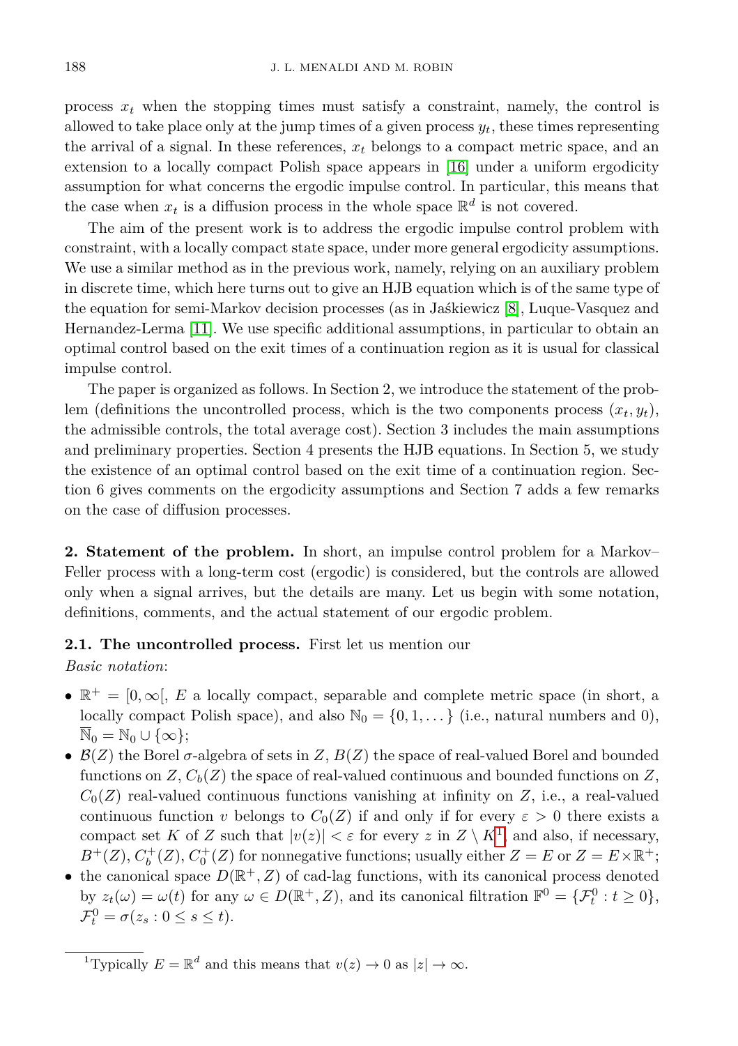process $x_t$ when the stopping times must satisfy a constraint, namely, the control is allowed to take place only at the jump times of a given process $y_t$, these times representing the arrival of a signal. In these references, $x_t$ belongs to a compact metric space, and an extension to a locally compact Polish space appears in [16] under a uniform ergodicity assumption for what concerns the ergodic impulse control. In particular, this means that the case when $x_t$ is a diffusion process in the whole space $\mathbb{R}^d$ is not covered.

The aim of the present work is to address the ergodic impulse control problem with constraint, with a locally compact state space, under more general ergodicity assumptions. We use a similar method as in the previous work, namely, relying on an auxiliary problem in discrete time, which here turns out to give an HJB equation which is of the same type of the equation for semi-Markov decision processes (as in Jaśkiewicz [8], Luque-Vasquez and Hernandez-Lerma [11]. We use specific additional assumptions, in particular to obtain an optimal control based on the exit times of a continuation region as it is usual for classical impulse control.

The paper is organized as follows. In Section 2, we introduce the statement of the problem (definitions the uncontrolled process, which is the two components process $(x_t, y_t)$, the admissible controls, the total average cost). Section 3 includes the main assumptions and preliminary properties. Section 4 presents the HJB equations. In Section 5, we study the existence of an optimal control based on the exit time of a continuation region. Section 6 gives comments on the ergodicity assumptions and Section 7 adds a few remarks on the case of diffusion processes.

**2. Statement of the problem.** In short, an impulse control problem for a Markov–Feller process with a long-term cost (ergodic) is considered, but the controls are allowed only when a signal arrives, but the details are many. Let us begin with some notation, definitions, comments, and the actual statement of our ergodic problem.

**2.1. The uncontrolled process.** First let us mention our
*Basic notation*:

- $\mathbb{R}^+ = [0, \infty[$, $E$ a locally compact, separable and complete metric space (in short, a locally compact Polish space), and also $\mathbb{N}_0 = \{0, 1, \dots\}$ (i.e., natural numbers and 0), $\overline{\mathbb{N}}_0 = \mathbb{N}_0 \cup \{\infty\}$;
- $\mathcal{B}(Z)$ the Borel $\sigma$-algebra of sets in $Z$, $B(Z)$ the space of real-valued Borel and bounded functions on $Z$, $C_b(Z)$ the space of real-valued continuous and bounded functions on $Z$, $C_0(Z)$ real-valued continuous functions vanishing at infinity on $Z$, i.e., a real-valued continuous function $v$ belongs to $C_0(Z)$ if and only if for every $\varepsilon > 0$ there exists a compact set $K$ of $Z$ such that $|v(z)| < \varepsilon$ for every $z$ in $Z \setminus K$[1], and also, if necessary, $B^+(Z)$, $C_b^+(Z)$, $C_0^+(Z)$ for nonnegative functions; usually either $Z = E$ or $Z = E \times \mathbb{R}^+$;
- the canonical space $D(\mathbb{R}^+, Z)$ of cad-lag functions, with its canonical process denoted by $z_t(\omega) = \omega(t)$ for any $\omega \in D(\mathbb{R}^+, Z)$, and its canonical filtration $\mathbb{F}^0 = \{\mathcal{F}_t^0 : t \geq 0\}$, $\mathcal{F}_t^0 = \sigma(z_s : 0 \leq s \leq t)$.

[1] Typically $E = \mathbb{R}^d$ and this means that $v(z) \to 0$ as $|z| \to \infty$.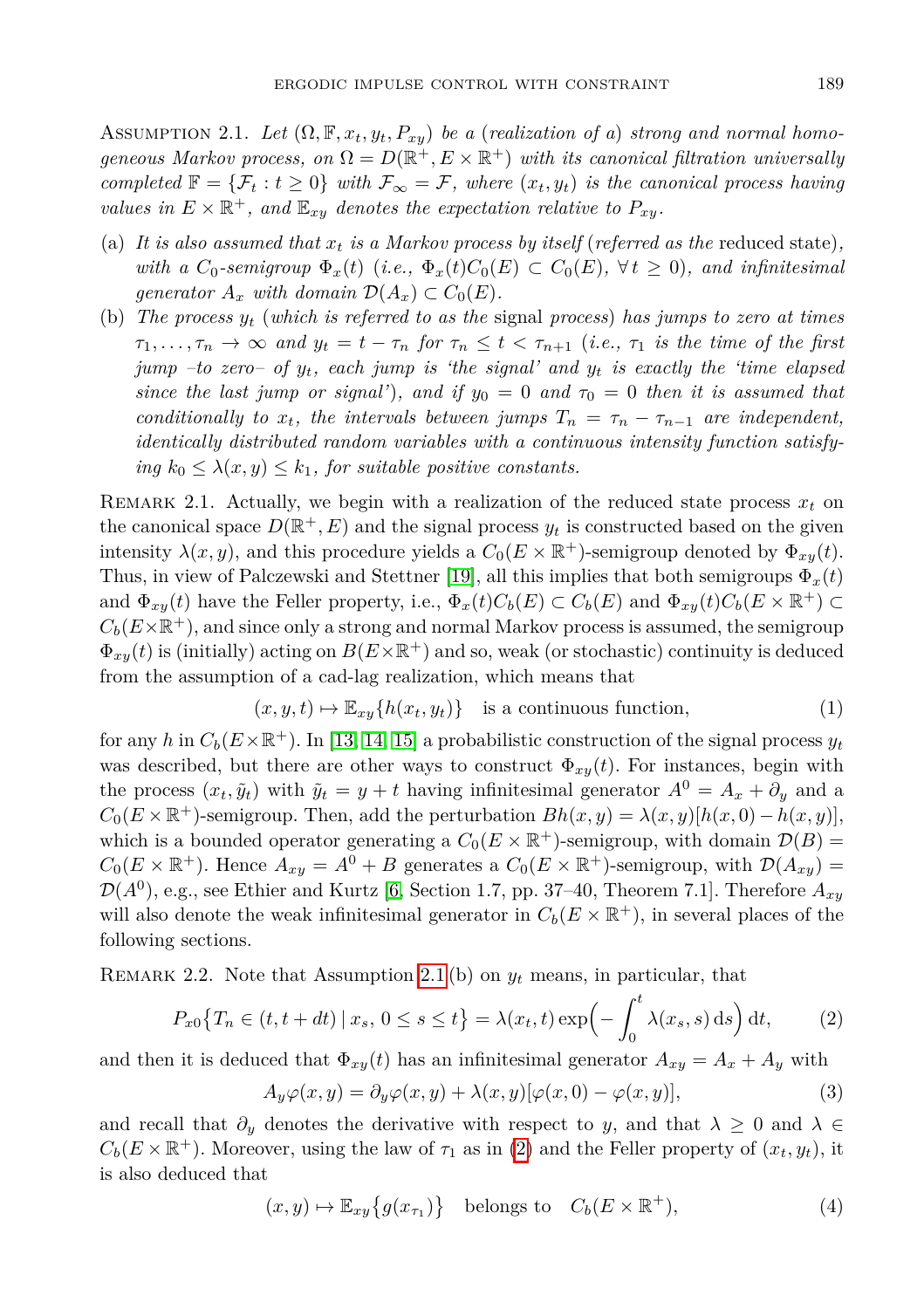Assumption 2.1. *Let $(\Omega, \mathbb{F}, x_t, y_t, P_{xy})$ be a (realization of a) strong and normal homogeneous Markov process, on $\Omega = D(\mathbb{R}^+, E \times \mathbb{R}^+)$ with its canonical filtration universally completed $\mathbb{F} = \{\mathcal{F}_t : t \geq 0\}$ with $\mathcal{F}_\infty = \mathcal{F}$, where $(x_t, y_t)$ is the canonical process having values in $E \times \mathbb{R}^+$, and $\mathbb{E}_{xy}$ denotes the expectation relative to $P_{xy}$.*

- (a) *It is also assumed that $x_t$ is a Markov process by itself (referred as the* reduced state*), with a $C_0$-semigroup $\Phi_x(t)$ (i.e., $\Phi_x(t)C_0(E) \subset C_0(E)$, $\forall\, t \geq 0$), and infinitesimal generator $A_x$ with domain $\mathcal{D}(A_x) \subset C_0(E)$.*
- (b) *The process $y_t$ (which is referred to as the* signal process*) has jumps to zero at times $\tau_1, \ldots, \tau_n \to \infty$ and $y_t = t - \tau_n$ for $\tau_n \leq t < \tau_{n+1}$ (i.e., $\tau_1$ is the time of the first jump –to zero– of $y_t$, each jump is 'the signal' and $y_t$ is exactly the 'time elapsed since the last jump or signal'), and if $y_0 = 0$ and $\tau_0 = 0$ then it is assumed that conditionally to $x_t$, the intervals between jumps $T_n = \tau_n - \tau_{n-1}$ are independent, identically distributed random variables with a continuous intensity function satisfying $k_0 \leq \lambda(x, y) \leq k_1$, for suitable positive constants.*

Remark 2.1. Actually, we begin with a realization of the reduced state process $x_t$ on the canonical space $D(\mathbb{R}^+, E)$ and the signal process $y_t$ is constructed based on the given intensity $\lambda(x, y)$, and this procedure yields a $C_0(E \times \mathbb{R}^+)$-semigroup denoted by $\Phi_{xy}(t)$. Thus, in view of Palczewski and Stettner [19], all this implies that both semigroups $\Phi_x(t)$ and $\Phi_{xy}(t)$ have the Feller property, i.e., $\Phi_x(t)C_b(E) \subset C_b(E)$ and $\Phi_{xy}(t)C_b(E \times \mathbb{R}^+) \subset C_b(E \times \mathbb{R}^+)$, and since only a strong and normal Markov process is assumed, the semigroup $\Phi_{xy}(t)$ is (initially) acting on $B(E \times \mathbb{R}^+)$ and so, weak (or stochastic) continuity is deduced from the assumption of a cad-lag realization, which means that

$$(x, y, t) \mapsto \mathbb{E}_{xy}\{h(x_t, y_t)\} \quad \text{is a continuous function,} \tag{1}$$

for any $h$ in $C_b(E \times \mathbb{R}^+)$. In [13, 14, 15] a probabilistic construction of the signal process $y_t$ was described, but there are other ways to construct $\Phi_{xy}(t)$. For instances, begin with the process $(x_t, \tilde{y}_t)$ with $\tilde{y}_t = y + t$ having infinitesimal generator $A^0 = A_x + \partial_y$ and a $C_0(E \times \mathbb{R}^+)$-semigroup. Then, add the perturbation $Bh(x, y) = \lambda(x, y)[h(x, 0) - h(x, y)]$, which is a bounded operator generating a $C_0(E \times \mathbb{R}^+)$-semigroup, with domain $\mathcal{D}(B) = C_0(E \times \mathbb{R}^+)$. Hence $A_{xy} = A^0 + B$ generates a $C_0(E \times \mathbb{R}^+)$-semigroup, with $\mathcal{D}(A_{xy}) = \mathcal{D}(A^0)$, e.g., see Ethier and Kurtz [6, Section 1.7, pp. 37–40, Theorem 7.1]. Therefore $A_{xy}$ will also denote the weak infinitesimal generator in $C_b(E \times \mathbb{R}^+)$, in several places of the following sections.

Remark 2.2. Note that Assumption 2.1(b) on $y_t$ means, in particular, that

$$P_{x0}\big\{T_n \in (t, t + dt) \mid x_s,\, 0 \leq s \leq t\big\} = \lambda(x_t, t) \exp\Big(-\int_0^t \lambda(x_s, s)\, \mathrm{d}s\Big)\, \mathrm{d}t, \tag{2}$$

and then it is deduced that $\Phi_{xy}(t)$ has an infinitesimal generator $A_{xy} = A_x + A_y$ with

$$A_y\varphi(x, y) = \partial_y\varphi(x, y) + \lambda(x, y)[\varphi(x, 0) - \varphi(x, y)], \tag{3}$$

and recall that $\partial_y$ denotes the derivative with respect to $y$, and that $\lambda \geq 0$ and $\lambda \in C_b(E \times \mathbb{R}^+)$. Moreover, using the law of $\tau_1$ as in (2) and the Feller property of $(x_t, y_t)$, it is also deduced that

$$(x, y) \mapsto \mathbb{E}_{xy}\big\{g(x_{\tau_1})\big\} \quad \text{belongs to} \quad C_b(E \times \mathbb{R}^+), \tag{4}$$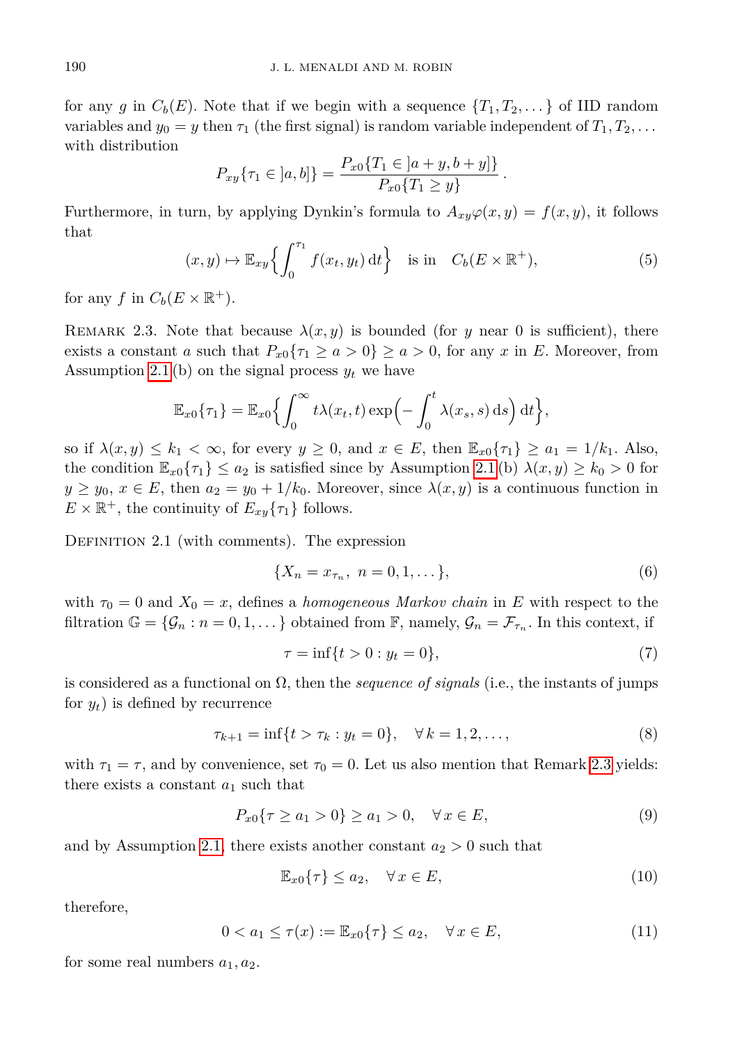for any $g$ in $C_b(E)$. Note that if we begin with a sequence $\{T_1, T_2, \dots\}$ of IID random variables and $y_0 = y$ then $\tau_1$ (the first signal) is random variable independent of $T_1, T_2, \dots$ with distribution

$$
P_{xy}\{\tau_1 \in ]a,b]\} = \frac{P_{x0}\{T_1 \in ]a+y, b+y]\}}{P_{x0}\{T_1 \geq y\}}\,.
$$

Furthermore, in turn, by applying Dynkin's formula to $A_{xy}\varphi(x,y) = f(x,y)$, it follows that

$$
(x,y) \mapsto \mathbb{E}_{xy}\Big\{\int_0^{\tau_1} f(x_t, y_t)\,\mathrm{d}t\Big\} \quad \text{is in} \quad C_b(E \times \mathbb{R}^+), \tag{5}
$$

for any $f$ in $C_b(E \times \mathbb{R}^+)$.

Remark 2.3. Note that because $\lambda(x,y)$ is bounded (for $y$ near 0 is sufficient), there exists a constant $a$ such that $P_{x0}\{\tau_1 \geq a > 0\} \geq a > 0$, for any $x$ in $E$. Moreover, from Assumption 2.1(b) on the signal process $y_t$ we have

$$
\mathbb{E}_{x0}\{\tau_1\} = \mathbb{E}_{x0}\Big\{\int_0^\infty t\lambda(x_t, t)\exp\Big(-\int_0^t \lambda(x_s, s)\,\mathrm{d}s\Big)\,\mathrm{d}t\Big\},
$$

so if $\lambda(x,y) \leq k_1 < \infty$, for every $y \geq 0$, and $x \in E$, then $\mathbb{E}_{x0}\{\tau_1\} \geq a_1 = 1/k_1$. Also, the condition $\mathbb{E}_{x0}\{\tau_1\} \leq a_2$ is satisfied since by Assumption 2.1(b) $\lambda(x,y) \geq k_0 > 0$ for $y \geq y_0$, $x \in E$, then $a_2 = y_0 + 1/k_0$. Moreover, since $\lambda(x,y)$ is a continuous function in $E \times \mathbb{R}^+$, the continuity of $E_{xy}\{\tau_1\}$ follows.

Definition 2.1 (with comments). The expression

$$
\{X_n = x_{\tau_n},\ n = 0, 1, \dots\}, \tag{6}
$$

with $\tau_0 = 0$ and $X_0 = x$, defines a *homogeneous Markov chain* in $E$ with respect to the filtration $\mathbb{G} = \{\mathcal{G}_n : n = 0, 1, \dots\}$ obtained from $\mathbb{F}$, namely, $\mathcal{G}_n = \mathcal{F}_{\tau_n}$. In this context, if

$$
\tau = \inf\{t > 0 : y_t = 0\}, \tag{7}
$$

is considered as a functional on $\Omega$, then the *sequence of signals* (i.e., the instants of jumps for $y_t$) is defined by recurrence

$$
\tau_{k+1} = \inf\{t > \tau_k : y_t = 0\}, \quad \forall\, k = 1, 2, \dots, \tag{8}
$$

with $\tau_1 = \tau$, and by convenience, set $\tau_0 = 0$. Let us also mention that Remark 2.3 yields: there exists a constant $a_1$ such that

$$
P_{x0}\{\tau \geq a_1 > 0\} \geq a_1 > 0, \quad \forall\, x \in E, \tag{9}
$$

and by Assumption 2.1, there exists another constant $a_2 > 0$ such that

$$
\mathbb{E}_{x0}\{\tau\} \leq a_2, \quad \forall\, x \in E, \tag{10}
$$

therefore,

$$
0 < a_1 \leq \tau(x) := \mathbb{E}_{x0}\{\tau\} \leq a_2, \quad \forall\, x \in E, \tag{11}
$$

for some real numbers $a_1, a_2$.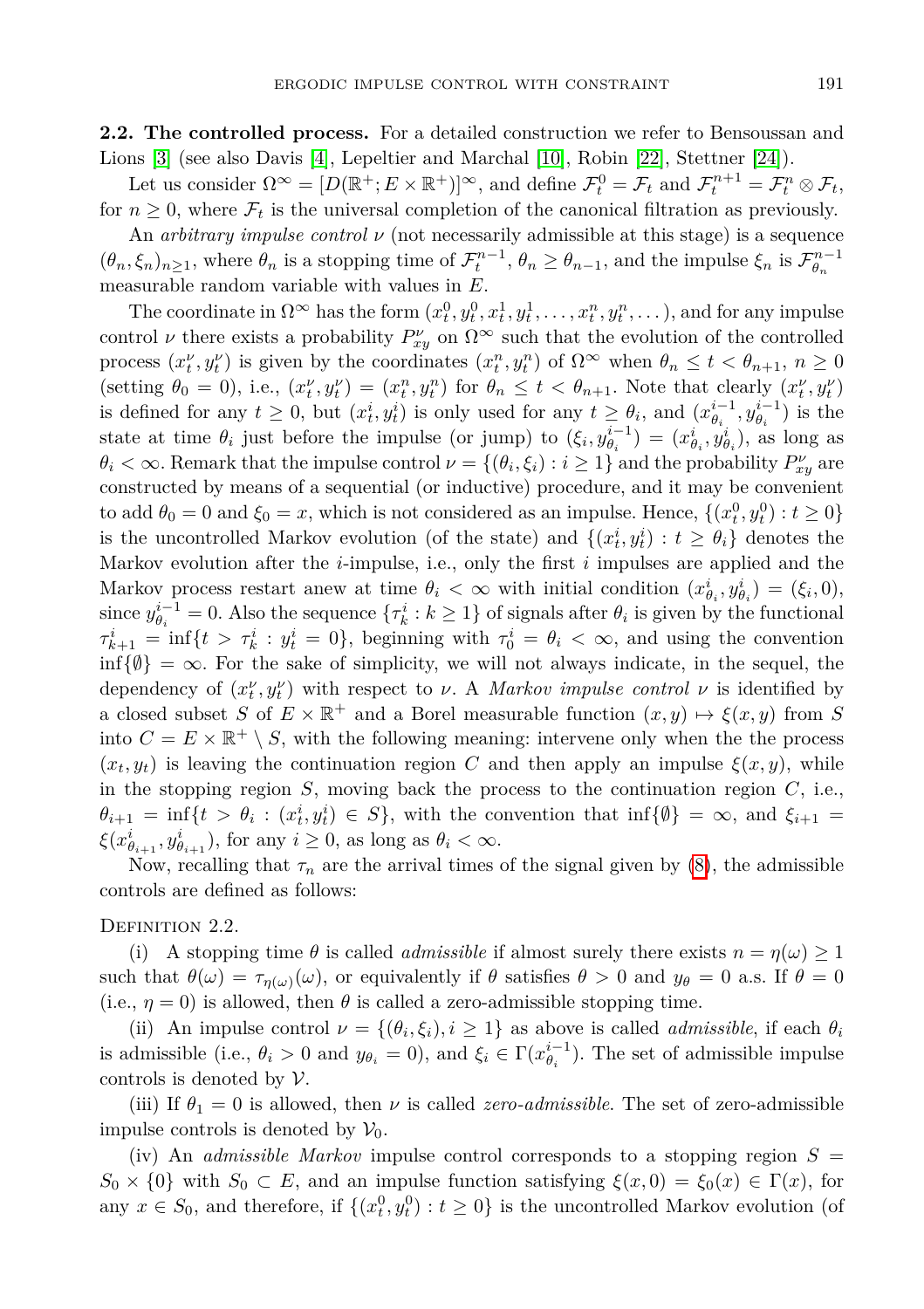**2.2. The controlled process.** For a detailed construction we refer to Bensoussan and Lions [3] (see also Davis [4], Lepeltier and Marchal [10], Robin [22], Stettner [24]).

Let us consider $\Omega^\infty = [D(\mathbb{R}^+; E \times \mathbb{R}^+)]^\infty$, and define $\mathcal{F}_t^0 = \mathcal{F}_t$ and $\mathcal{F}_t^{n+1} = \mathcal{F}_t^n \otimes \mathcal{F}_t$, for $n \geq 0$, where $\mathcal{F}_t$ is the universal completion of the canonical filtration as previously.

An *arbitrary impulse control* $\nu$ (not necessarily admissible at this stage) is a sequence $(\theta_n, \xi_n)_{n \geq 1}$, where $\theta_n$ is a stopping time of $\mathcal{F}_t^{n-1}$, $\theta_n \geq \theta_{n-1}$, and the impulse $\xi_n$ is $\mathcal{F}_{\theta_n}^{n-1}$ measurable random variable with values in $E$.

The coordinate in $\Omega^\infty$ has the form $(x_t^0, y_t^0, x_t^1, y_t^1, \ldots, x_t^n, y_t^n, \ldots)$, and for any impulse control $\nu$ there exists a probability $P_{xy}^\nu$ on $\Omega^\infty$ such that the evolution of the controlled process $(x_t^\nu, y_t^\nu)$ is given by the coordinates $(x_t^n, y_t^n)$ of $\Omega^\infty$ when $\theta_n \leq t < \theta_{n+1}$, $n \geq 0$ (setting $\theta_0 = 0$), i.e., $(x_t^\nu, y_t^\nu) = (x_t^n, y_t^n)$ for $\theta_n \leq t < \theta_{n+1}$. Note that clearly $(x_t^\nu, y_t^\nu)$ is defined for any $t \geq 0$, but $(x_t^i, y_t^i)$ is only used for any $t \geq \theta_i$, and $(x_{\theta_i}^{i-1}, y_{\theta_i}^{i-1})$ is the state at time $\theta_i$ just before the impulse (or jump) to $(\xi_i, y_{\theta_i}^{i-1}) = (x_{\theta_i}^i, y_{\theta_i}^i)$, as long as $\theta_i < \infty$. Remark that the impulse control $\nu = \{(\theta_i, \xi_i) : i \geq 1\}$ and the probability $P_{xy}^\nu$ are constructed by means of a sequential (or inductive) procedure, and it may be convenient to add $\theta_0 = 0$ and $\xi_0 = x$, which is not considered as an impulse. Hence, $\{(x_t^0, y_t^0) : t \geq 0\}$ is the uncontrolled Markov evolution (of the state) and $\{(x_t^i, y_t^i) : t \geq \theta_i\}$ denotes the Markov evolution after the $i$-impulse, i.e., only the first $i$ impulses are applied and the Markov process restart anew at time $\theta_i < \infty$ with initial condition $(x_{\theta_i}^i, y_{\theta_i}^i) = (\xi_i, 0)$, since $y_{\theta_i}^{i-1} = 0$. Also the sequence $\{\tau_k^i : k \geq 1\}$ of signals after $\theta_i$ is given by the functional $\tau_{k+1}^i = \inf\{t > \tau_k^i : y_t^i = 0\}$, beginning with $\tau_0^i = \theta_i < \infty$, and using the convention $\inf\{\emptyset\} = \infty$. For the sake of simplicity, we will not always indicate, in the sequel, the dependency of $(x_t^\nu, y_t^\nu)$ with respect to $\nu$. A *Markov impulse control* $\nu$ is identified by a closed subset $S$ of $E \times \mathbb{R}^+$ and a Borel measurable function $(x, y) \mapsto \xi(x, y)$ from $S$ into $C = E \times \mathbb{R}^+ \setminus S$, with the following meaning: intervene only when the the process $(x_t, y_t)$ is leaving the continuation region $C$ and then apply an impulse $\xi(x, y)$, while in the stopping region $S$, moving back the process to the continuation region $C$, i.e., $\theta_{i+1} = \inf\{t > \theta_i : (x_t^i, y_t^i) \in S\}$, with the convention that $\inf\{\emptyset\} = \infty$, and $\xi_{i+1} = \xi(x_{\theta_{i+1}}^i, y_{\theta_{i+1}}^i)$, for any $i \geq 0$, as long as $\theta_i < \infty$.

Now, recalling that $\tau_n$ are the arrival times of the signal given by (8), the admissible controls are defined as follows:

Definition 2.2.

(i) A stopping time $\theta$ is called *admissible* if almost surely there exists $n = \eta(\omega) \geq 1$ such that $\theta(\omega) = \tau_{\eta(\omega)}(\omega)$, or equivalently if $\theta$ satisfies $\theta > 0$ and $y_\theta = 0$ a.s. If $\theta = 0$ (i.e., $\eta = 0$) is allowed, then $\theta$ is called a zero-admissible stopping time.

(ii) An impulse control $\nu = \{(\theta_i, \xi_i), i \geq 1\}$ as above is called *admissible*, if each $\theta_i$ is admissible (i.e., $\theta_i > 0$ and $y_{\theta_i} = 0$), and $\xi_i \in \Gamma(x_{\theta_i}^{i-1})$. The set of admissible impulse controls is denoted by $\mathcal{V}$.

(iii) If $\theta_1 = 0$ is allowed, then $\nu$ is called *zero-admissible*. The set of zero-admissible impulse controls is denoted by $\mathcal{V}_0$.

(iv) An *admissible Markov* impulse control corresponds to a stopping region $S = S_0 \times \{0\}$ with $S_0 \subset E$, and an impulse function satisfying $\xi(x, 0) = \xi_0(x) \in \Gamma(x)$, for any $x \in S_0$, and therefore, if $\{(x_t^0, y_t^0) : t \geq 0\}$ is the uncontrolled Markov evolution (of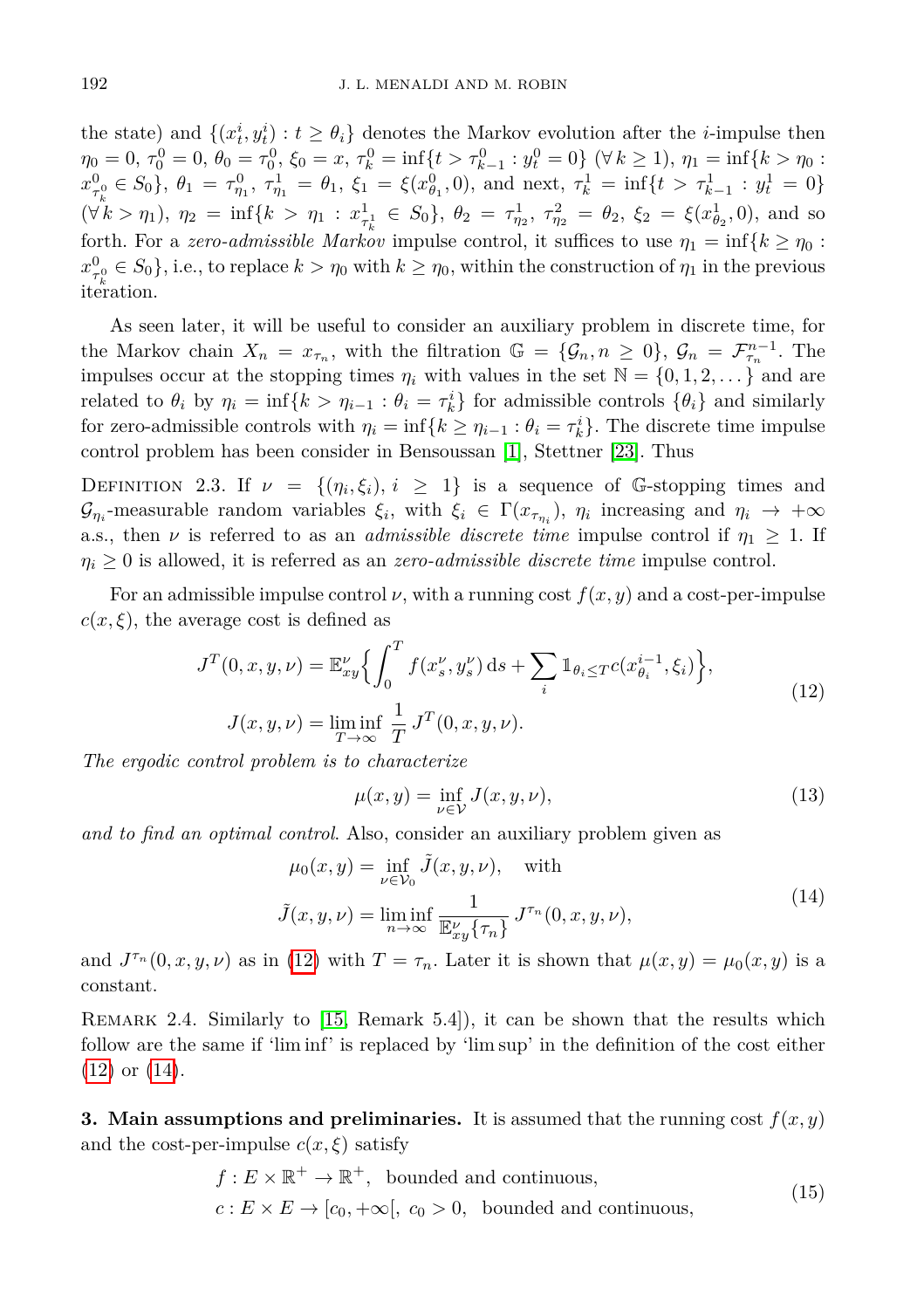the state) and $\{(x^i_t, y^i_t) : t \geq \theta_i\}$ denotes the Markov evolution after the $i$-impulse then $\eta_0 = 0$, $\tau^0_0 = 0$, $\theta_0 = \tau^0_0$, $\xi_0 = x$, $\tau^0_k = \inf\{t > \tau^0_{k-1} : y^0_t = 0\}$ ($\forall\, k \geq 1$), $\eta_1 = \inf\{k > \eta_0 : x^0_{\tau^0_k} \in S_0\}$, $\theta_1 = \tau^0_{\eta_1}$, $\tau^1_{\eta_1} = \theta_1$, $\xi_1 = \xi(x^0_{\theta_1}, 0)$, and next, $\tau^1_k = \inf\{t > \tau^1_{k-1} : y^1_t = 0\}$ ($\forall\, k > \eta_1$), $\eta_2 = \inf\{k > \eta_1 : x^1_{\tau^1_k} \in S_0\}$, $\theta_2 = \tau^1_{\eta_2}$, $\tau^2_{\eta_2} = \theta_2$, $\xi_2 = \xi(x^1_{\theta_2}, 0)$, and so forth. For a *zero-admissible Markov* impulse control, it suffices to use $\eta_1 = \inf\{k \geq \eta_0 : x^0_{\tau^0_k} \in S_0\}$, i.e., to replace $k > \eta_0$ with $k \geq \eta_0$, within the construction of $\eta_1$ in the previous iteration.

As seen later, it will be useful to consider an auxiliary problem in discrete time, for the Markov chain $X_n = x_{\tau_n}$, with the filtration $\mathbb{G} = \{\mathcal{G}_n, n \geq 0\}$, $\mathcal{G}_n = \mathcal{F}^{n-1}_{\tau_n}$. The impulses occur at the stopping times $\eta_i$ with values in the set $\mathbb{N} = \{0, 1, 2, \dots\}$ and are related to $\theta_i$ by $\eta_i = \inf\{k > \eta_{i-1} : \theta_i = \tau^i_k\}$ for admissible controls $\{\theta_i\}$ and similarly for zero-admissible controls with $\eta_i = \inf\{k \geq \eta_{i-1} : \theta_i = \tau^i_k\}$. The discrete time impulse control problem has been consider in Bensoussan [1], Stettner [23]. Thus

DEFINITION 2.3. If $\nu = \{(\eta_i, \xi_i), i \geq 1\}$ is a sequence of $\mathbb{G}$-stopping times and $\mathcal{G}_{\eta_i}$-measurable random variables $\xi_i$, with $\xi_i \in \Gamma(x_{\tau_{\eta_i}})$, $\eta_i$ increasing and $\eta_i \to +\infty$ a.s., then $\nu$ is referred to as an *admissible discrete time* impulse control if $\eta_1 \geq 1$. If $\eta_i \geq 0$ is allowed, it is referred as an *zero-admissible discrete time* impulse control.

For an admissible impulse control $\nu$, with a running cost $f(x, y)$ and a cost-per-impulse $c(x, \xi)$, the average cost is defined as

$$
\begin{aligned}
J^T(0, x, y, \nu) &= \mathbb{E}^\nu_{xy}\Big\{\int_0^T f(x^\nu_s, y^\nu_s)\,\mathrm{d}s + \sum_i \mathbb{1}_{\theta_i \leq T} c(x^{i-1}_{\theta_i}, \xi_i)\Big\}, \\
J(x, y, \nu) &= \liminf_{T \to \infty} \frac{1}{T}\, J^T(0, x, y, \nu).
\end{aligned}
\tag{12}
$$

*The ergodic control problem is to characterize*

$$
\mu(x, y) = \inf_{\nu \in \mathcal{V}} J(x, y, \nu),
\tag{13}
$$

*and to find an optimal control*. Also, consider an auxiliary problem given as

$$
\begin{aligned}
\mu_0(x, y) &= \inf_{\nu \in \mathcal{V}_0} \tilde{J}(x, y, \nu), \quad \text{with} \\
\tilde{J}(x, y, \nu) &= \liminf_{n \to \infty} \frac{1}{\mathbb{E}^\nu_{xy}\{\tau_n\}}\, J^{\tau_n}(0, x, y, \nu),
\end{aligned}
\tag{14}
$$

and $J^{\tau_n}(0, x, y, \nu)$ as in (12) with $T = \tau_n$. Later it is shown that $\mu(x, y) = \mu_0(x, y)$ is a constant.

REMARK 2.4. Similarly to [15, Remark 5.4]), it can be shown that the results which follow are the same if 'lim inf' is replaced by 'lim sup' in the definition of the cost either (12) or (14).

## 3. Main assumptions and preliminaries.

It is assumed that the running cost $f(x, y)$ and the cost-per-impulse $c(x, \xi)$ satisfy

$$
\begin{aligned}
&f : E \times \mathbb{R}^+ \to \mathbb{R}^+, \ \text{ bounded and continuous}, \\
&c : E \times E \to [c_0, +\infty[, \ c_0 > 0, \ \text{ bounded and continuous},
\end{aligned}
\tag{15}
$$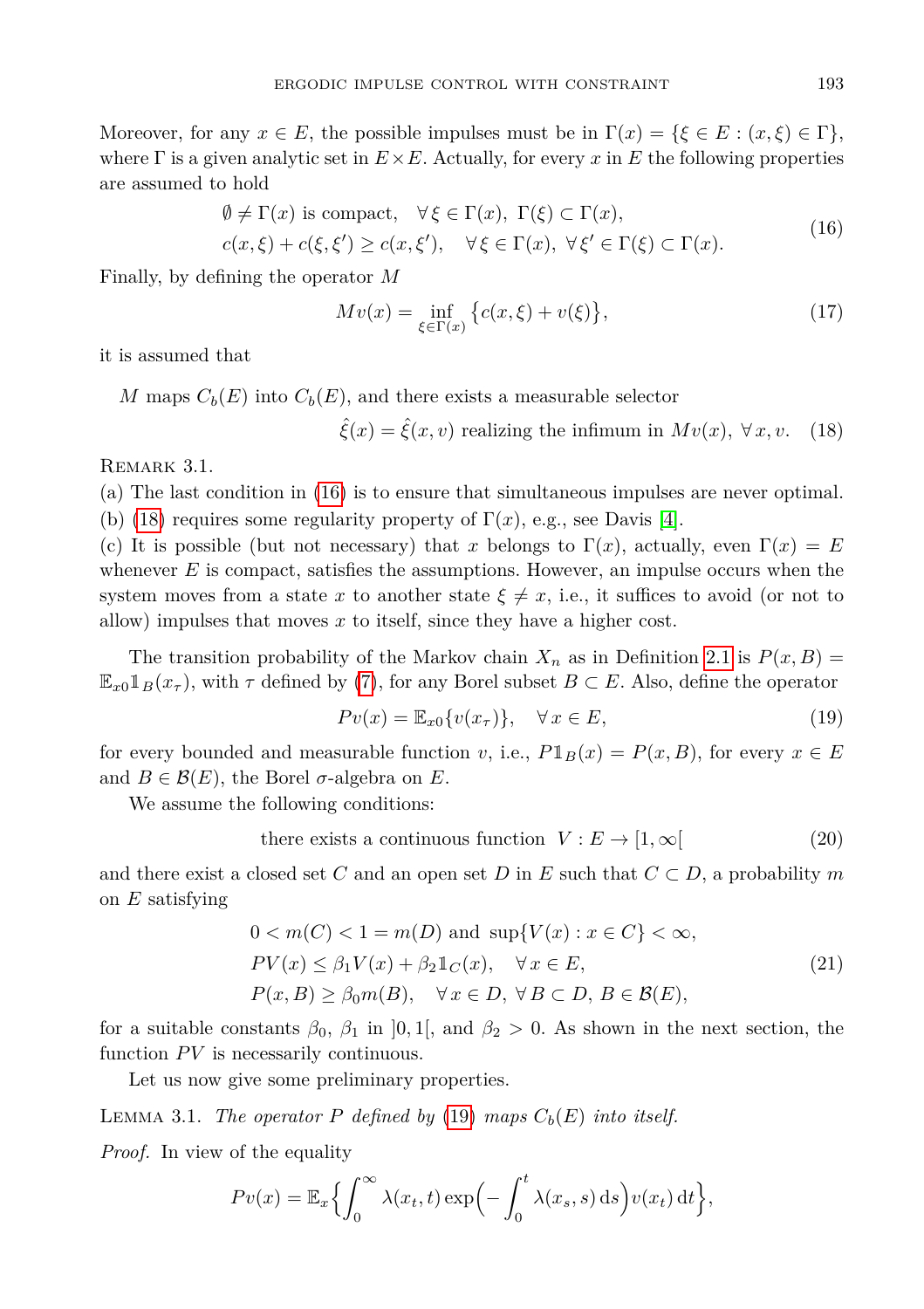Moreover, for any $x \in E$, the possible impulses must be in $\Gamma(x) = \{\xi \in E : (x, \xi) \in \Gamma\}$, where $\Gamma$ is a given analytic set in $E \times E$. Actually, for every $x$ in $E$ the following properties are assumed to hold

$$
\begin{aligned}
&\emptyset \neq \Gamma(x) \text{ is compact}, \quad \forall \xi \in \Gamma(x),\ \Gamma(\xi) \subset \Gamma(x), \\
&c(x, \xi) + c(\xi, \xi') \geq c(x, \xi'), \quad \forall \xi \in \Gamma(x),\ \forall \xi' \in \Gamma(\xi) \subset \Gamma(x).
\end{aligned}
\tag{16}
$$

Finally, by defining the operator $M$

$$
Mv(x) = \inf_{\xi \in \Gamma(x)} \{c(x, \xi) + v(\xi)\}, \tag{17}
$$

it is assumed that

$$
\begin{aligned}
&M \text{ maps } C_b(E) \text{ into } C_b(E), \text{ and there exists a measurable selector} \\
&\qquad \hat{\xi}(x) = \hat{\xi}(x, v) \text{ realizing the infimum in } Mv(x),\ \forall\, x, v.
\end{aligned}
\tag{18}
$$

Remark 3.1.
(a) The last condition in (16) is to ensure that simultaneous impulses are never optimal.
(b) (18) requires some regularity property of $\Gamma(x)$, e.g., see Davis [4].
(c) It is possible (but not necessary) that $x$ belongs to $\Gamma(x)$, actually, even $\Gamma(x) = E$ whenever $E$ is compact, satisfies the assumptions. However, an impulse occurs when the system moves from a state $x$ to another state $\xi \neq x$, i.e., it suffices to avoid (or not to allow) impulses that moves $x$ to itself, since they have a higher cost.

The transition probability of the Markov chain $X_n$ as in Definition 2.1 is $P(x, B) = \mathbb{E}_{x0} \mathbb{1}_B(x_\tau)$, with $\tau$ defined by (7), for any Borel subset $B \subset E$. Also, define the operator

$$
Pv(x) = \mathbb{E}_{x0}\{v(x_\tau)\}, \quad \forall\, x \in E, \tag{19}
$$

for every bounded and measurable function $v$, i.e., $P\mathbb{1}_B(x) = P(x, B)$, for every $x \in E$ and $B \in \mathcal{B}(E)$, the Borel $\sigma$-algebra on $E$.

We assume the following conditions:

$$
\text{there exists a continuous function } \ V : E \to [1, \infty[ \tag{20}
$$

and there exist a closed set $C$ and an open set $D$ in $E$ such that $C \subset D$, a probability $m$ on $E$ satisfying

$$
\begin{aligned}
&0 < m(C) < 1 = m(D) \text{ and } \sup\{V(x) : x \in C\} < \infty, \\
&PV(x) \leq \beta_1 V(x) + \beta_2 \mathbb{1}_C(x), \quad \forall\, x \in E, \\
&P(x, B) \geq \beta_0 m(B), \quad \forall\, x \in D,\ \forall\, B \subset D,\ B \in \mathcal{B}(E),
\end{aligned}
\tag{21}
$$

for a suitable constants $\beta_0$, $\beta_1$ in $]0, 1[$, and $\beta_2 > 0$. As shown in the next section, the function $PV$ is necessarily continuous.

Let us now give some preliminary properties.

Lemma 3.1. *The operator $P$ defined by (19) maps $C_b(E)$ into itself.*

*Proof.* In view of the equality

$$
Pv(x) = \mathbb{E}_x\Big\{\int_0^\infty \lambda(x_t, t) \exp\Big(-\int_0^t \lambda(x_s, s)\,\mathrm{d}s\Big) v(x_t)\,\mathrm{d}t\Big\},
$$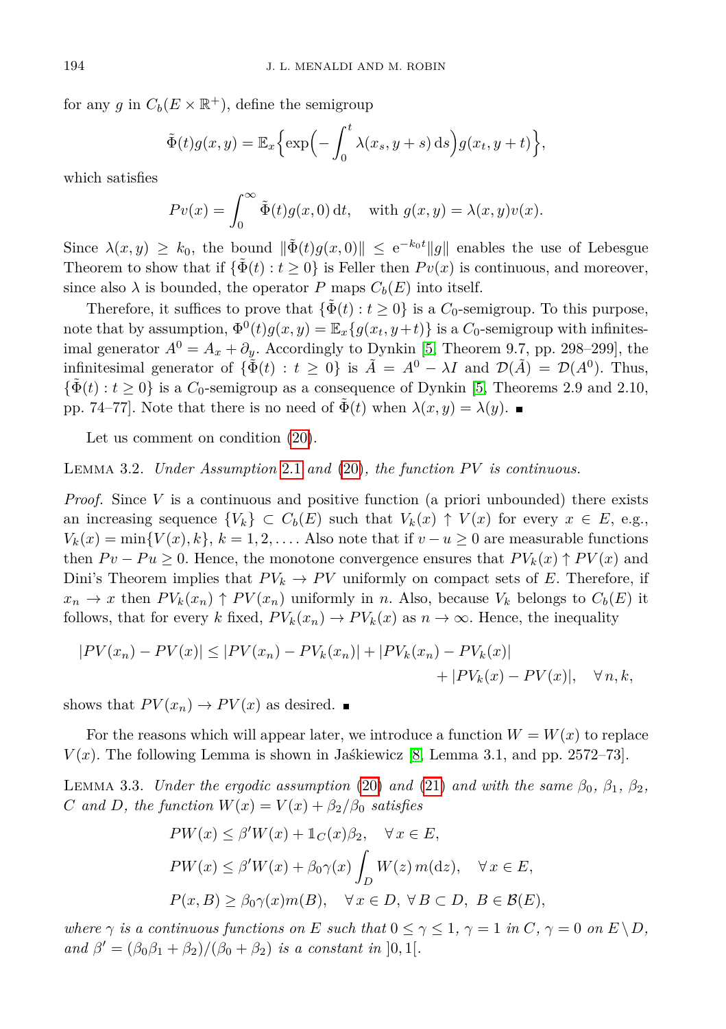for any $g$ in $C_b(E \times \mathbb{R}^+)$, define the semigroup

$$\tilde{\Phi}(t)g(x,y) = \mathbb{E}_x\Big\{\exp\Big(-\int_0^t \lambda(x_s, y+s)\,\mathrm{d}s\Big) g(x_t, y+t)\Big\},$$

which satisfies

$$Pv(x) = \int_0^\infty \tilde{\Phi}(t)g(x,0)\,\mathrm{d}t, \quad \text{with } g(x,y) = \lambda(x,y)v(x).$$

Since $\lambda(x,y) \geq k_0$, the bound $\|\tilde{\Phi}(t)g(x,0)\| \leq \mathrm{e}^{-k_0 t}\|g\|$ enables the use of Lebesgue Theorem to show that if $\{\tilde{\Phi}(t) : t \geq 0\}$ is Feller then $Pv(x)$ is continuous, and moreover, since also $\lambda$ is bounded, the operator $P$ maps $C_b(E)$ into itself.

Therefore, it suffices to prove that $\{\tilde{\Phi}(t) : t \geq 0\}$ is a $C_0$-semigroup. To this purpose, note that by assumption, $\Phi^0(t)g(x,y) = \mathbb{E}_x\{g(x_t, y+t)\}$ is a $C_0$-semigroup with infinitesimal generator $A^0 = A_x + \partial_y$. Accordingly to Dynkin [5, Theorem 9.7, pp. 298–299], the infinitesimal generator of $\{\tilde{\Phi}(t) : t \geq 0\}$ is $\tilde{A} = A^0 - \lambda I$ and $\mathcal{D}(\tilde{A}) = \mathcal{D}(A^0)$. Thus, $\{\tilde{\Phi}(t) : t \geq 0\}$ is a $C_0$-semigroup as a consequence of Dynkin [5, Theorems 2.9 and 2.10, pp. 74–77]. Note that there is no need of $\tilde{\Phi}(t)$ when $\lambda(x,y) = \lambda(y)$. ∎

Let us comment on condition (20).

Lemma 3.2. *Under Assumption 2.1 and (20), the function $PV$ is continuous.*

*Proof.* Since $V$ is a continuous and positive function (a priori unbounded) there exists an increasing sequence $\{V_k\} \subset C_b(E)$ such that $V_k(x) \uparrow V(x)$ for every $x \in E$, e.g., $V_k(x) = \min\{V(x), k\}$, $k = 1, 2, \ldots$. Also note that if $v - u \geq 0$ are measurable functions then $Pv - Pu \geq 0$. Hence, the monotone convergence ensures that $PV_k(x) \uparrow PV(x)$ and Dini's Theorem implies that $PV_k \to PV$ uniformly on compact sets of $E$. Therefore, if $x_n \to x$ then $PV_k(x_n) \uparrow PV(x_n)$ uniformly in $n$. Also, because $V_k$ belongs to $C_b(E)$ it follows, that for every $k$ fixed, $PV_k(x_n) \to PV_k(x)$ as $n \to \infty$. Hence, the inequality

$$\begin{aligned}|PV(x_n) - PV(x)| \leq |PV(x_n) - PV_k(x_n)| + |PV_k(x_n) - PV_k(x)| \\ + |PV_k(x) - PV(x)|, \quad \forall\, n, k,\end{aligned}$$

shows that $PV(x_n) \to PV(x)$ as desired. ∎

For the reasons which will appear later, we introduce a function $W = W(x)$ to replace $V(x)$. The following Lemma is shown in Jaśkiewicz [8, Lemma 3.1, and pp. 2572–73].

Lemma 3.3. *Under the ergodic assumption (20) and (21) and with the same $\beta_0$, $\beta_1$, $\beta_2$, $C$ and $D$, the function $W(x) = V(x) + \beta_2/\beta_0$ satisfies*

$$PW(x) \leq \beta' W(x) + \mathbb{1}_C(x)\beta_2, \quad \forall\, x \in E,$$

$$PW(x) \leq \beta' W(x) + \beta_0 \gamma(x) \int_D W(z)\, m(\mathrm{d}z), \quad \forall\, x \in E,$$

$$P(x,B) \geq \beta_0 \gamma(x) m(B), \quad \forall\, x \in D,\ \forall\, B \subset D,\ B \in \mathcal{B}(E),$$

*where $\gamma$ is a continuous functions on $E$ such that $0 \leq \gamma \leq 1$, $\gamma = 1$ in $C$, $\gamma = 0$ on $E \setminus D$, and $\beta' = (\beta_0\beta_1 + \beta_2)/(\beta_0 + \beta_2)$ is a constant in $]0,1[$.*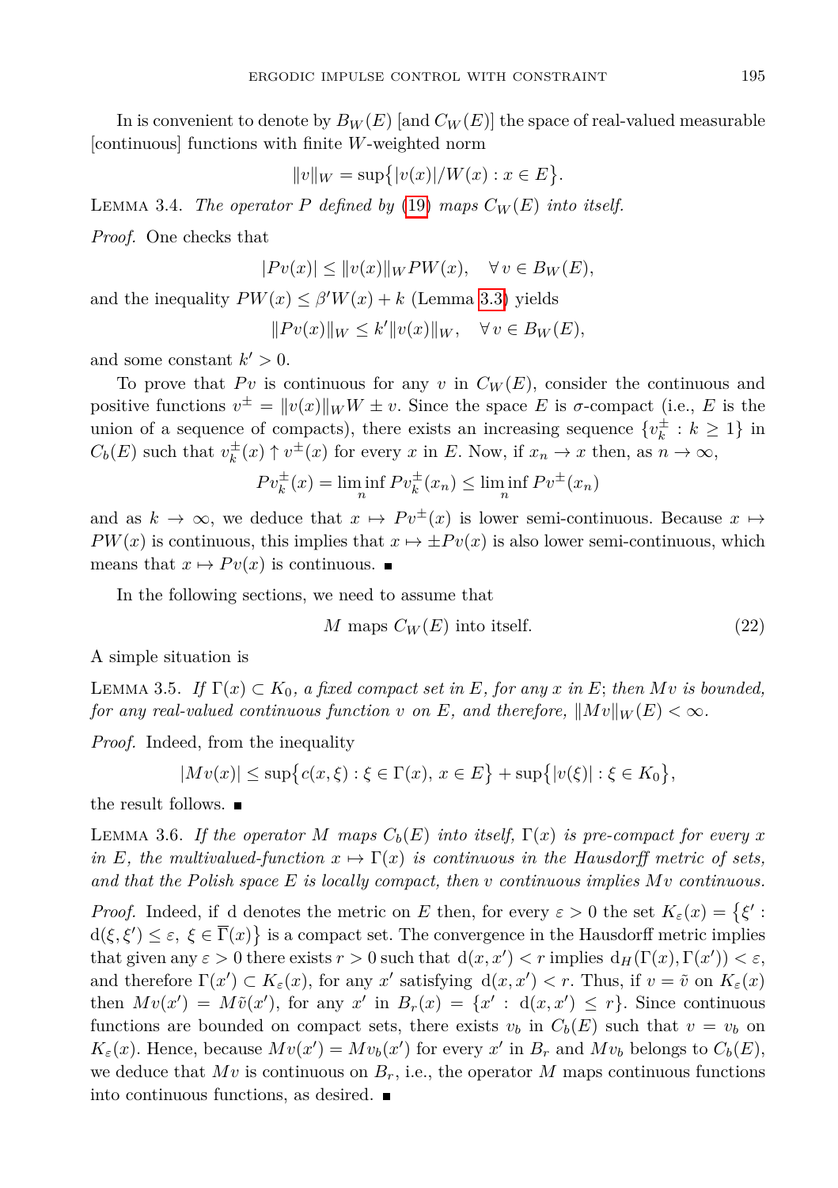In is convenient to denote by $B_W(E)$ [and $C_W(E)$] the space of real-valued measurable [continuous] functions with finite $W$-weighted norm

$$\|v\|_W = \sup\{|v(x)|/W(x) : x \in E\}.$$

Lemma 3.4. *The operator $P$ defined by (19) maps $C_W(E)$ into itself.*

*Proof.* One checks that

$$|Pv(x)| \le \|v(x)\|_W PW(x), \quad \forall\, v \in B_W(E),$$

and the inequality $PW(x) \le \beta' W(x) + k$ (Lemma 3.3) yields

$$\|Pv(x)\|_W \le k' \|v(x)\|_W, \quad \forall\, v \in B_W(E),$$

and some constant $k' > 0$.

To prove that $Pv$ is continuous for any $v$ in $C_W(E)$, consider the continuous and positive functions $v^\pm = \|v(x)\|_W W \pm v$. Since the space $E$ is $\sigma$-compact (i.e., $E$ is the union of a sequence of compacts), there exists an increasing sequence $\{v_k^\pm : k \ge 1\}$ in $C_b(E)$ such that $v_k^\pm(x) \uparrow v^\pm(x)$ for every $x$ in $E$. Now, if $x_n \to x$ then, as $n \to \infty$,

$$Pv_k^\pm(x) = \liminf_n Pv_k^\pm(x_n) \le \liminf_n Pv^\pm(x_n)$$

and as $k \to \infty$, we deduce that $x \mapsto Pv^\pm(x)$ is lower semi-continuous. Because $x \mapsto PW(x)$ is continuous, this implies that $x \mapsto \pm Pv(x)$ is also lower semi-continuous, which means that $x \mapsto Pv(x)$ is continuous. ∎

In the following sections, we need to assume that

$$M \text{ maps } C_W(E) \text{ into itself.} \tag{22}$$

A simple situation is

Lemma 3.5. *If $\Gamma(x) \subset K_0$, a fixed compact set in $E$, for any $x$ in $E$; then $Mv$ is bounded, for any real-valued continuous function $v$ on $E$, and therefore, $\|Mv\|_W(E) < \infty$.*

*Proof.* Indeed, from the inequality

$$|Mv(x)| \le \sup\{c(x,\xi) : \xi \in \Gamma(x),\, x \in E\} + \sup\{|v(\xi)| : \xi \in K_0\},$$

the result follows. ∎

Lemma 3.6. *If the operator $M$ maps $C_b(E)$ into itself, $\Gamma(x)$ is pre-compact for every $x$ in $E$, the multivalued-function $x \mapsto \Gamma(x)$ is continuous in the Hausdorff metric of sets, and that the Polish space $E$ is locally compact, then $v$ continuous implies $Mv$ continuous.*

*Proof.* Indeed, if $\mathrm{d}$ denotes the metric on $E$ then, for every $\varepsilon > 0$ the set $K_\varepsilon(x) = \{\xi' : \mathrm{d}(\xi,\xi') \le \varepsilon,\ \xi \in \overline{\Gamma}(x)\}$ is a compact set. The convergence in the Hausdorff metric implies that given any $\varepsilon > 0$ there exists $r > 0$ such that $\mathrm{d}(x,x') < r$ implies $\mathrm{d}_H(\Gamma(x),\Gamma(x')) < \varepsilon$, and therefore $\Gamma(x') \subset K_\varepsilon(x)$, for any $x'$ satisfying $\mathrm{d}(x,x') < r$. Thus, if $v = \tilde{v}$ on $K_\varepsilon(x)$ then $Mv(x') = M\tilde{v}(x')$, for any $x'$ in $B_r(x) = \{x' : \mathrm{d}(x,x') \le r\}$. Since continuous functions are bounded on compact sets, there exists $v_b$ in $C_b(E)$ such that $v = v_b$ on $K_\varepsilon(x)$. Hence, because $Mv(x') = Mv_b(x')$ for every $x'$ in $B_r$ and $Mv_b$ belongs to $C_b(E)$, we deduce that $Mv$ is continuous on $B_r$, i.e., the operator $M$ maps continuous functions into continuous functions, as desired. ∎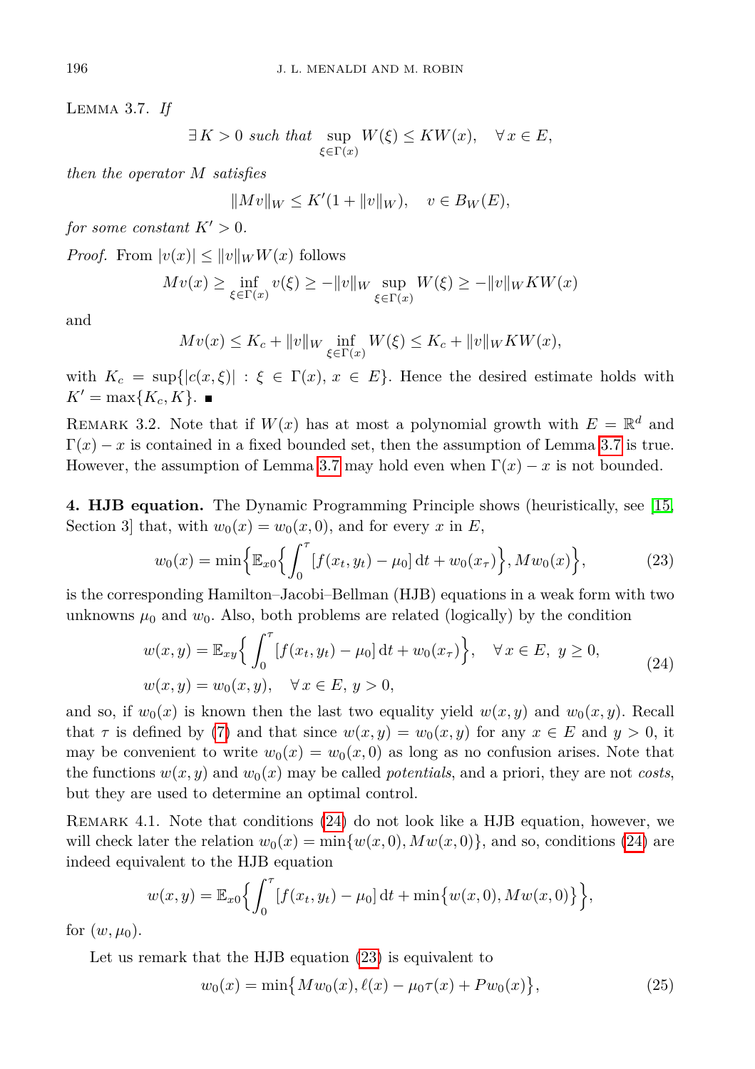Lemma 3.7. *If*

$$\exists\, K > 0 \text{ such that } \sup_{\xi \in \Gamma(x)} W(\xi) \leq K W(x), \quad \forall\, x \in E,$$

*then the operator $M$ satisfies*

$$\|Mv\|_W \leq K'(1 + \|v\|_W), \quad v \in B_W(E),$$

*for some constant $K' > 0$.*

*Proof.* From $|v(x)| \leq \|v\|_W W(x)$ follows

$$Mv(x) \geq \inf_{\xi \in \Gamma(x)} v(\xi) \geq -\|v\|_W \sup_{\xi \in \Gamma(x)} W(\xi) \geq -\|v\|_W K W(x)$$

and

$$Mv(x) \leq K_c + \|v\|_W \inf_{\xi \in \Gamma(x)} W(\xi) \leq K_c + \|v\|_W K W(x),$$

with $K_c = \sup\{|c(x,\xi)| : \xi \in \Gamma(x),\ x \in E\}$. Hence the desired estimate holds with $K' = \max\{K_c, K\}$. ∎

Remark 3.2. Note that if $W(x)$ has at most a polynomial growth with $E = \mathbb{R}^d$ and $\Gamma(x) - x$ is contained in a fixed bounded set, then the assumption of Lemma 3.7 is true. However, the assumption of Lemma 3.7 may hold even when $\Gamma(x) - x$ is not bounded.

**4. HJB equation.** The Dynamic Programming Principle shows (heuristically, see [15, Section 3] that, with $w_0(x) = w_0(x, 0)$, and for every $x$ in $E$,

$$w_0(x) = \min\Big\{\mathbb{E}_{x0}\Big\{\int_0^\tau [f(x_t, y_t) - \mu_0]\, \mathrm{d}t + w_0(x_\tau)\Big\}, Mw_0(x)\Big\}, \tag{23}$$

is the corresponding Hamilton–Jacobi–Bellman (HJB) equations in a weak form with two unknowns $\mu_0$ and $w_0$. Also, both problems are related (logically) by the condition

$$\begin{aligned} &w(x, y) = \mathbb{E}_{xy}\Big\{\int_0^\tau [f(x_t, y_t) - \mu_0]\, \mathrm{d}t + w_0(x_\tau)\Big\}, \quad \forall\, x \in E,\ y \geq 0, \\ &w(x, y) = w_0(x, y), \quad \forall\, x \in E,\ y > 0, \end{aligned} \tag{24}$$

and so, if $w_0(x)$ is known then the last two equality yield $w(x, y)$ and $w_0(x, y)$. Recall that $\tau$ is defined by (7) and that since $w(x, y) = w_0(x, y)$ for any $x \in E$ and $y > 0$, it may be convenient to write $w_0(x) = w_0(x, 0)$ as long as no confusion arises. Note that the functions $w(x, y)$ and $w_0(x)$ may be called *potentials*, and a priori, they are not *costs*, but they are used to determine an optimal control.

Remark 4.1. Note that conditions (24) do not look like a HJB equation, however, we will check later the relation $w_0(x) = \min\{w(x, 0), Mw(x, 0)\}$, and so, conditions (24) are indeed equivalent to the HJB equation

$$w(x, y) = \mathbb{E}_{x0}\Big\{\int_0^\tau [f(x_t, y_t) - \mu_0]\, \mathrm{d}t + \min\big\{w(x, 0), Mw(x, 0)\big\}\Big\},$$

for $(w, \mu_0)$.

Let us remark that the HJB equation (23) is equivalent to

$$w_0(x) = \min\big\{Mw_0(x), \ell(x) - \mu_0 \tau(x) + P w_0(x)\big\}, \tag{25}$$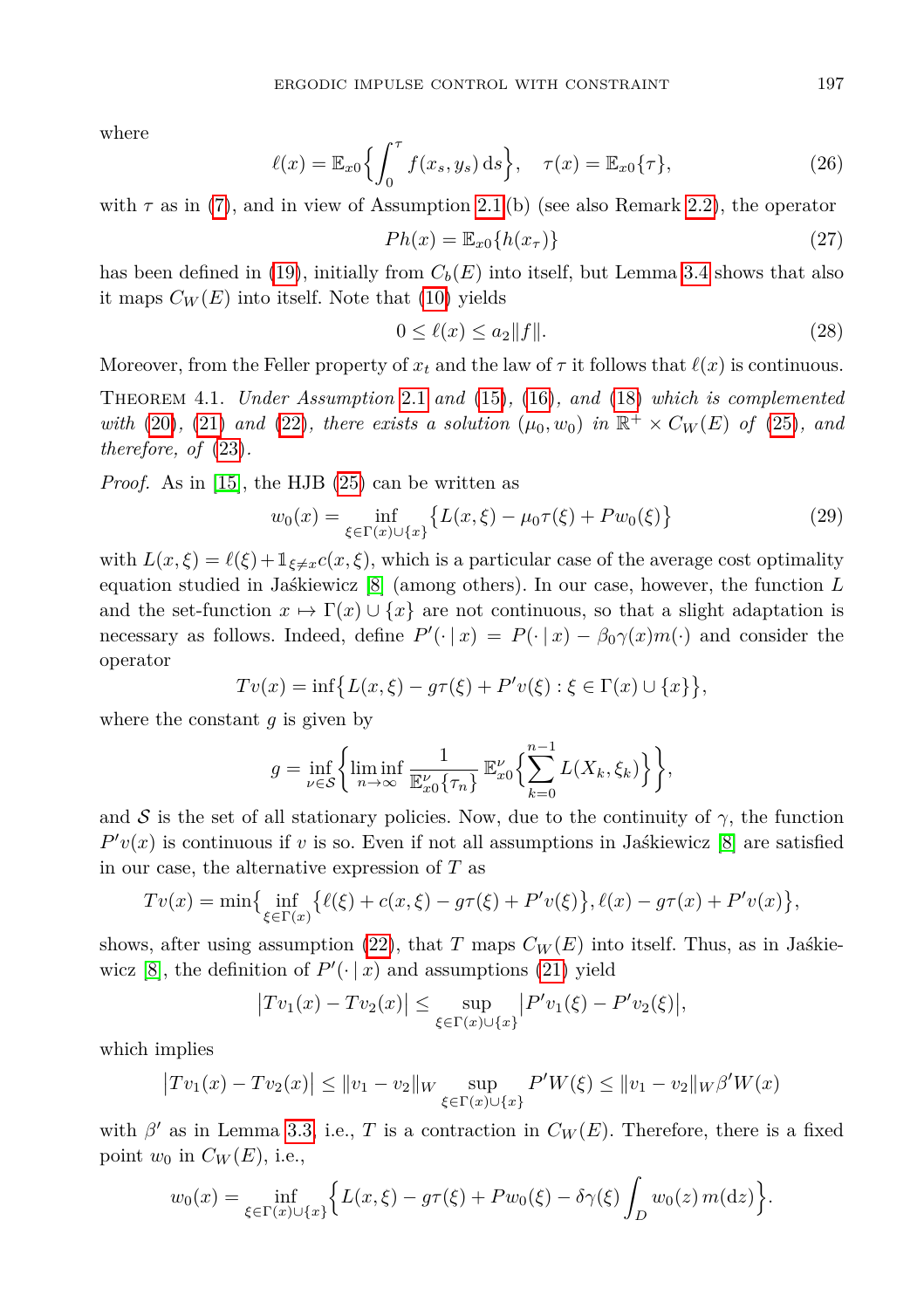where

$$\ell(x) = \mathbb{E}_{x0}\Big\{\int_0^\tau f(x_s, y_s)\,\mathrm{d}s\Big\}, \quad \tau(x) = \mathbb{E}_{x0}\{\tau\}, \tag{26}$$

with $\tau$ as in (7), and in view of Assumption 2.1(b) (see also Remark 2.2), the operator

$$Ph(x) = \mathbb{E}_{x0}\{h(x_\tau)\} \tag{27}$$

has been defined in (19), initially from $C_b(E)$ into itself, but Lemma 3.4 shows that also it maps $C_W(E)$ into itself. Note that (10) yields

$$0 \le \ell(x) \le a_2\|f\|. \tag{28}$$

Moreover, from the Feller property of $x_t$ and the law of $\tau$ it follows that $\ell(x)$ is continuous.

Theorem 4.1. *Under Assumption 2.1 and (15), (16), and (18) which is complemented with (20), (21) and (22), there exists a solution $(\mu_0, w_0)$ in $\mathbb{R}^+ \times C_W(E)$ of (25), and therefore, of (23).*

*Proof.* As in [15], the HJB (25) can be written as

$$w_0(x) = \inf_{\xi \in \Gamma(x)\cup\{x\}}\big\{L(x,\xi) - \mu_0\tau(\xi) + Pw_0(\xi)\big\} \tag{29}$$

with $L(x,\xi) = \ell(\xi) + \mathbb{1}_{\xi\neq x} c(x,\xi)$, which is a particular case of the average cost optimality equation studied in Jaśkiewicz [8] (among others). In our case, however, the function $L$ and the set-function $x \mapsto \Gamma(x)\cup\{x\}$ are not continuous, so that a slight adaptation is necessary as follows. Indeed, define $P'(\cdot\,|\,x) = P(\cdot\,|\,x) - \beta_0\gamma(x)m(\cdot)$ and consider the operator

$$Tv(x) = \inf\big\{L(x,\xi) - g\tau(\xi) + P'v(\xi) : \xi \in \Gamma(x)\cup\{x\}\big\},$$

where the constant $g$ is given by

$$g = \inf_{\nu\in\mathcal{S}}\Big\{\liminf_{n\to\infty} \frac{1}{\mathbb{E}^\nu_{x0}\{\tau_n\}}\,\mathbb{E}^\nu_{x0}\Big\{\sum_{k=0}^{n-1} L(X_k,\xi_k)\Big\}\Big\},$$

and $\mathcal{S}$ is the set of all stationary policies. Now, due to the continuity of $\gamma$, the function $P'v(x)$ is continuous if $v$ is so. Even if not all assumptions in Jaśkiewicz [8] are satisfied in our case, the alternative expression of $T$ as

$$Tv(x) = \min\big\{\inf_{\xi\in\Gamma(x)}\big\{\ell(\xi) + c(x,\xi) - g\tau(\xi) + P'v(\xi)\big\}, \ell(x) - g\tau(x) + P'v(x)\big\},$$

shows, after using assumption (22), that $T$ maps $C_W(E)$ into itself. Thus, as in Jaśkiewicz [8], the definition of $P'(\cdot\,|\,x)$ and assumptions (21) yield

$$\big|Tv_1(x) - Tv_2(x)\big| \le \sup_{\xi\in\Gamma(x)\cup\{x\}}\big|P'v_1(\xi) - P'v_2(\xi)\big|,$$

which implies

$$\big|Tv_1(x) - Tv_2(x)\big| \le \|v_1 - v_2\|_W \sup_{\xi\in\Gamma(x)\cup\{x\}} P'W(\xi) \le \|v_1 - v_2\|_W\,\beta' W(x)$$

with $\beta'$ as in Lemma 3.3, i.e., $T$ is a contraction in $C_W(E)$. Therefore, there is a fixed point $w_0$ in $C_W(E)$, i.e.,

$$w_0(x) = \inf_{\xi\in\Gamma(x)\cup\{x\}}\Big\{L(x,\xi) - g\tau(\xi) + Pw_0(\xi) - \delta\gamma(\xi)\int_D w_0(z)\,m(\mathrm{d}z)\Big\}.$$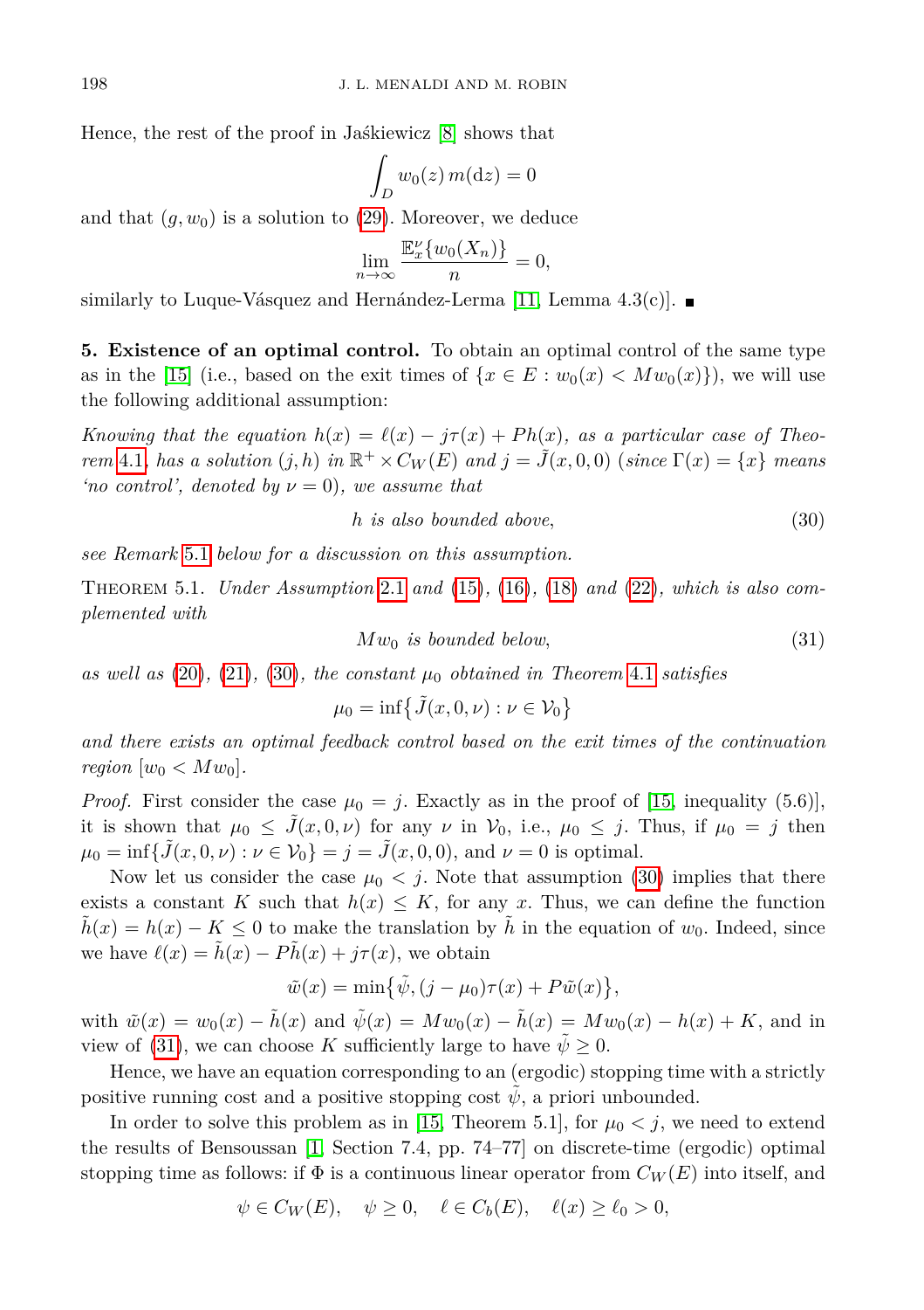Hence, the rest of the proof in Jaśkiewicz [8] shows that

$$\int_D w_0(z)\, m(\mathrm{d}z) = 0$$

and that $(g, w_0)$ is a solution to (29). Moreover, we deduce

$$\lim_{n\to\infty} \frac{\mathbb{E}_x^{\nu}\{w_0(X_n)\}}{n} = 0,$$

similarly to Luque-Vásquez and Hernández-Lerma [11, Lemma 4.3(c)]. ∎

**5. Existence of an optimal control.** To obtain an optimal control of the same type as in the [15] (i.e., based on the exit times of $\{x \in E : w_0(x) < Mw_0(x)\}$), we will use the following additional assumption:

*Knowing that the equation $h(x) = \ell(x) - j\tau(x) + Ph(x)$, as a particular case of Theorem 4.1, has a solution $(j, h)$ in $\mathbb{R}^+ \times C_W(E)$ and $j = \tilde{J}(x, 0, 0)$ (since $\Gamma(x) = \{x\}$ means 'no control', denoted by $\nu = 0$), we assume that*

$$h \text{ is also bounded above,} \tag{30}$$

*see Remark 5.1 below for a discussion on this assumption.*

Theorem 5.1. *Under Assumption 2.1 and (15), (16), (18) and (22), which is also complemented with*

$$Mw_0 \text{ is bounded below,} \tag{31}$$

*as well as (20), (21), (30), the constant $\mu_0$ obtained in Theorem 4.1 satisfies*

$$\mu_0 = \inf\big\{\tilde{J}(x, 0, \nu) : \nu \in \mathcal{V}_0\big\}$$

*and there exists an optimal feedback control based on the exit times of the continuation region $[w_0 < Mw_0]$.*

*Proof.* First consider the case $\mu_0 = j$. Exactly as in the proof of [15, inequality (5.6)], it is shown that $\mu_0 \le \tilde{J}(x, 0, \nu)$ for any $\nu$ in $\mathcal{V}_0$, i.e., $\mu_0 \le j$. Thus, if $\mu_0 = j$ then $\mu_0 = \inf\{\tilde{J}(x, 0, \nu) : \nu \in \mathcal{V}_0\} = j = \tilde{J}(x, 0, 0)$, and $\nu = 0$ is optimal.

Now let us consider the case $\mu_0 < j$. Note that assumption (30) implies that there exists a constant $K$ such that $h(x) \le K$, for any $x$. Thus, we can define the function $\tilde{h}(x) = h(x) - K \le 0$ to make the translation by $\tilde{h}$ in the equation of $w_0$. Indeed, since we have $\ell(x) = \tilde{h}(x) - P\tilde{h}(x) + j\tau(x)$, we obtain

$$\tilde{w}(x) = \min\big\{\tilde{\psi}, (j - \mu_0)\tau(x) + P\tilde{w}(x)\big\},$$

with $\tilde{w}(x) = w_0(x) - \tilde{h}(x)$ and $\tilde{\psi}(x) = Mw_0(x) - \tilde{h}(x) = Mw_0(x) - h(x) + K$, and in view of (31), we can choose $K$ sufficiently large to have $\tilde{\psi} \ge 0$.

Hence, we have an equation corresponding to an (ergodic) stopping time with a strictly positive running cost and a positive stopping cost $\tilde{\psi}$, a priori unbounded.

In order to solve this problem as in [15, Theorem 5.1], for $\mu_0 < j$, we need to extend the results of Bensoussan [1, Section 7.4, pp. 74–77] on discrete-time (ergodic) optimal stopping time as follows: if $\Phi$ is a continuous linear operator from $C_W(E)$ into itself, and

$$\psi \in C_W(E), \quad \psi \ge 0, \quad \ell \in C_b(E), \quad \ell(x) \ge \ell_0 > 0,$$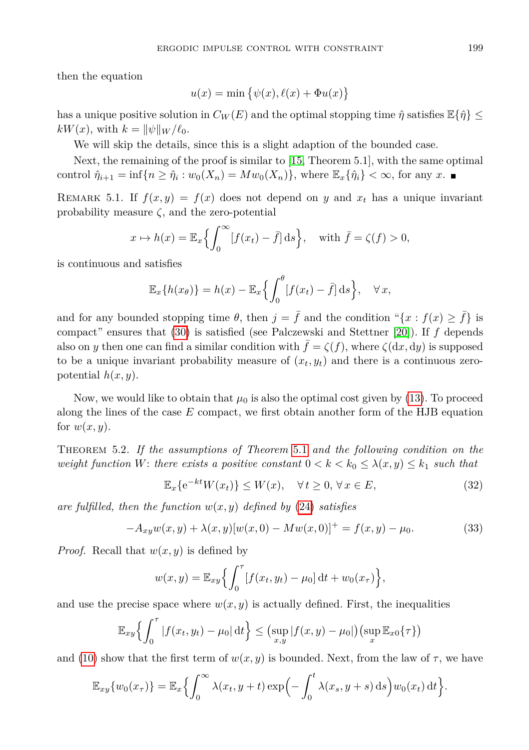then the equation

$$u(x) = \min\big\{\psi(x), \ell(x) + \Phi u(x)\big\}$$

has a unique positive solution in $C_W(E)$ and the optimal stopping time $\hat{\eta}$ satisfies $\mathbb{E}\{\hat{\eta}\} \le kW(x)$, with $k = \|\psi\|_W/\ell_0$.

We will skip the details, since this is a slight adaption of the bounded case.

Next, the remaining of the proof is similar to [15, Theorem 5.1], with the same optimal control $\hat{\eta}_{i+1} = \inf\{n \ge \hat{\eta}_i : w_0(X_n) = Mw_0(X_n)\}$, where $\mathbb{E}_x\{\hat{\eta}_i\} < \infty$, for any $x$. ■

Remark 5.1. If $f(x,y) = f(x)$ does not depend on $y$ and $x_t$ has a unique invariant probability measure $\zeta$, and the zero-potential

$$x \mapsto h(x) = \mathbb{E}_x\Big\{\int_0^\infty [f(x_t) - \bar{f}]\,\mathrm{d}s\Big\}, \quad \text{with } \bar{f} = \zeta(f) > 0,$$

is continuous and satisfies

$$\mathbb{E}_x\{h(x_\theta)\} = h(x) - \mathbb{E}_x\Big\{\int_0^\theta [f(x_t) - \bar{f}]\,\mathrm{d}s\Big\}, \quad \forall\, x,$$

and for any bounded stopping time $\theta$, then $j = \bar{f}$ and the condition "$\{x : f(x) \ge \bar{f}\}$ is compact" ensures that (30) is satisfied (see Palczewski and Stettner [20]). If $f$ depends also on $y$ then one can find a similar condition with $\bar{f} = \zeta(f)$, where $\zeta(\mathrm{d}x, \mathrm{d}y)$ is supposed to be a unique invariant probability measure of $(x_t, y_t)$ and there is a continuous zero-potential $h(x,y)$.

Now, we would like to obtain that $\mu_0$ is also the optimal cost given by (13). To proceed along the lines of the case $E$ compact, we first obtain another form of the HJB equation for $w(x,y)$.

Theorem 5.2. *If the assumptions of Theorem 5.1 and the following condition on the weight function $W$: there exists a positive constant $0 < k < k_0 \le \lambda(x,y) \le k_1$ such that*

$$\mathbb{E}_x\{\mathrm{e}^{-kt} W(x_t)\} \le W(x), \quad \forall\, t \ge 0,\, \forall\, x \in E, \tag{32}$$

*are fulfilled, then the function $w(x,y)$ defined by (24) satisfies*

$$-A_{xy} w(x,y) + \lambda(x,y)[w(x,0) - Mw(x,0)]^+ = f(x,y) - \mu_0. \tag{33}$$

*Proof.* Recall that $w(x,y)$ is defined by

$$w(x,y) = \mathbb{E}_{xy}\Big\{\int_0^\tau [f(x_t,y_t) - \mu_0]\,\mathrm{d}t + w_0(x_\tau)\Big\},$$

and use the precise space where $w(x,y)$ is actually defined. First, the inequalities

$$\mathbb{E}_{xy}\Big\{\int_0^\tau |f(x_t,y_t) - \mu_0|\,\mathrm{d}t\Big\} \le \big(\sup_{x,y} |f(x,y) - \mu_0|\big)\big(\sup_x \mathbb{E}_{x0}\{\tau\}\big)$$

and (10) show that the first term of $w(x,y)$ is bounded. Next, from the law of $\tau$, we have

$$\mathbb{E}_{xy}\{w_0(x_\tau)\} = \mathbb{E}_x\Big\{\int_0^\infty \lambda(x_t, y+t)\exp\Big(-\int_0^t \lambda(x_s, y+s)\,\mathrm{d}s\Big) w_0(x_t)\,\mathrm{d}t\Big\}.$$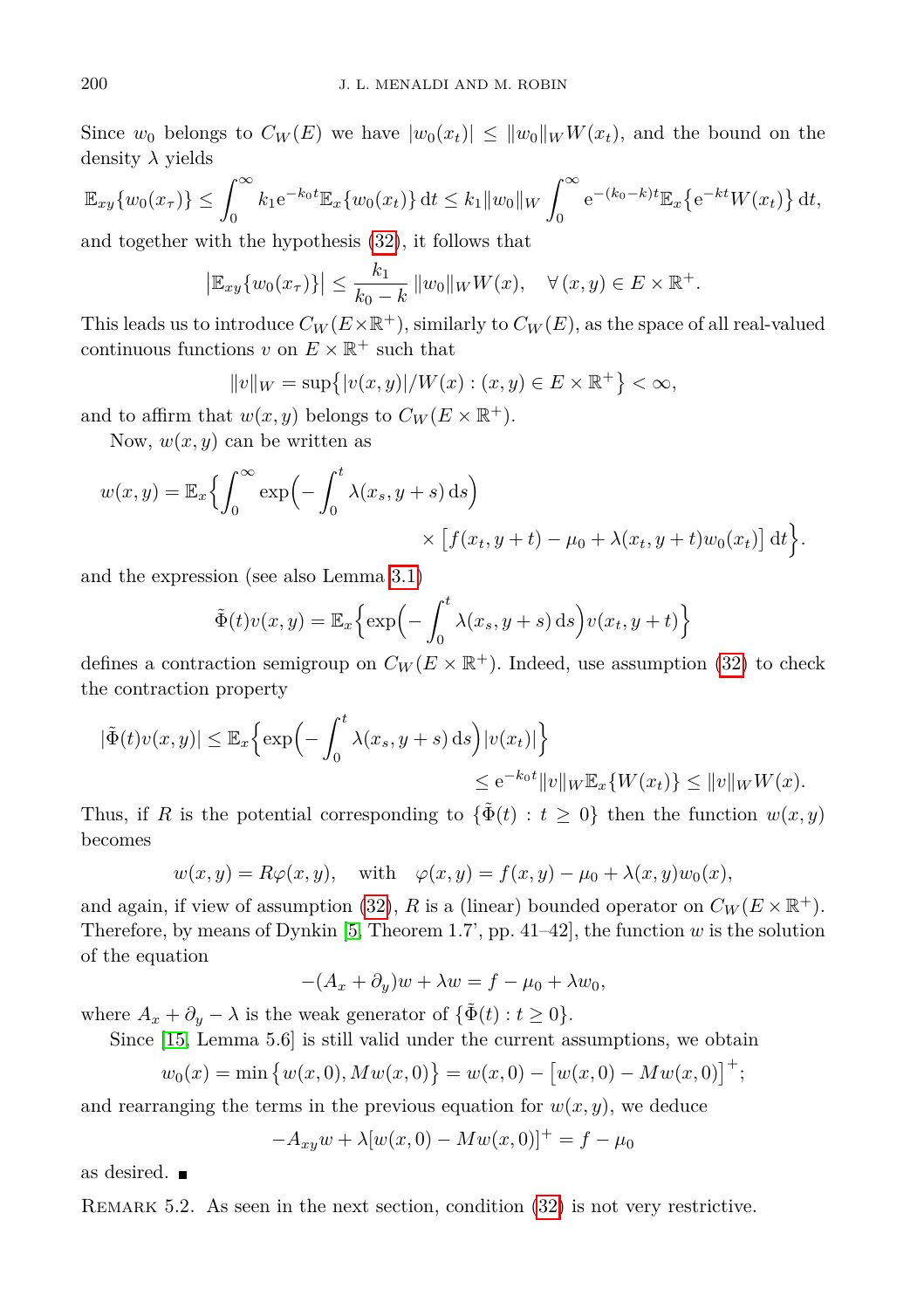Since $w_0$ belongs to $C_W(E)$ we have $|w_0(x_t)| \le \|w_0\|_W W(x_t)$, and the bound on the density $\lambda$ yields

$$\mathbb{E}_{xy}\{w_0(x_\tau)\} \le \int_0^\infty k_1 \mathrm{e}^{-k_0 t} \mathbb{E}_x\{w_0(x_t)\}\,\mathrm{d}t \le k_1 \|w_0\|_W \int_0^\infty \mathrm{e}^{-(k_0-k)t} \mathbb{E}_x\big\{\mathrm{e}^{-kt} W(x_t)\big\}\,\mathrm{d}t,$$

and together with the hypothesis (32), it follows that

$$\big|\mathbb{E}_{xy}\{w_0(x_\tau)\}\big| \le \frac{k_1}{k_0 - k}\, \|w_0\|_W W(x), \quad \forall\,(x,y) \in E \times \mathbb{R}^+.$$

This leads us to introduce $C_W(E\times\mathbb{R}^+)$, similarly to $C_W(E)$, as the space of all real-valued continuous functions $v$ on $E \times \mathbb{R}^+$ such that

$$\|v\|_W = \sup\big\{|v(x,y)|/W(x) : (x,y) \in E \times \mathbb{R}^+\big\} < \infty,$$

and to affirm that $w(x,y)$ belongs to $C_W(E \times \mathbb{R}^+)$.

Now, $w(x,y)$ can be written as

$$w(x,y) = \mathbb{E}_x\Big\{\int_0^\infty \exp\Big(-\int_0^t \lambda(x_s, y+s)\,\mathrm{d}s\Big) \times \big[f(x_t, y+t) - \mu_0 + \lambda(x_t, y+t) w_0(x_t)\big]\,\mathrm{d}t\Big\}.$$

and the expression (see also Lemma 3.1)

$$\tilde{\Phi}(t) v(x,y) = \mathbb{E}_x\Big\{\exp\Big(-\int_0^t \lambda(x_s, y+s)\,\mathrm{d}s\Big) v(x_t, y+t)\Big\}$$

defines a contraction semigroup on $C_W(E \times \mathbb{R}^+)$. Indeed, use assumption (32) to check the contraction property

$$|\tilde{\Phi}(t) v(x,y)| \le \mathbb{E}_x\Big\{\exp\Big(-\int_0^t \lambda(x_s, y+s)\,\mathrm{d}s\Big) |v(x_t)|\Big\} \le \mathrm{e}^{-k_0 t} \|v\|_W \mathbb{E}_x\{W(x_t)\} \le \|v\|_W W(x).$$

Thus, if $R$ is the potential corresponding to $\{\tilde{\Phi}(t) : t \ge 0\}$ then the function $w(x,y)$ becomes

$$w(x,y) = R\varphi(x,y), \quad \text{with} \quad \varphi(x,y) = f(x,y) - \mu_0 + \lambda(x,y) w_0(x),$$

and again, if view of assumption (32), $R$ is a (linear) bounded operator on $C_W(E \times \mathbb{R}^+)$. Therefore, by means of Dynkin [5, Theorem 1.7', pp. 41–42], the function $w$ is the solution of the equation

$$-(A_x + \partial_y) w + \lambda w = f - \mu_0 + \lambda w_0,$$

where $A_x + \partial_y - \lambda$ is the weak generator of $\{\tilde{\Phi}(t) : t \ge 0\}$.

Since [15, Lemma 5.6] is still valid under the current assumptions, we obtain

$$w_0(x) = \min\big\{w(x,0), Mw(x,0)\big\} = w(x,0) - \big[w(x,0) - Mw(x,0)\big]^+;$$

and rearranging the terms in the previous equation for $w(x,y)$, we deduce

$$-A_{xy} w + \lambda [w(x,0) - Mw(x,0)]^+ = f - \mu_0$$

as desired. ∎

Remark 5.2. As seen in the next section, condition (32) is not very restrictive.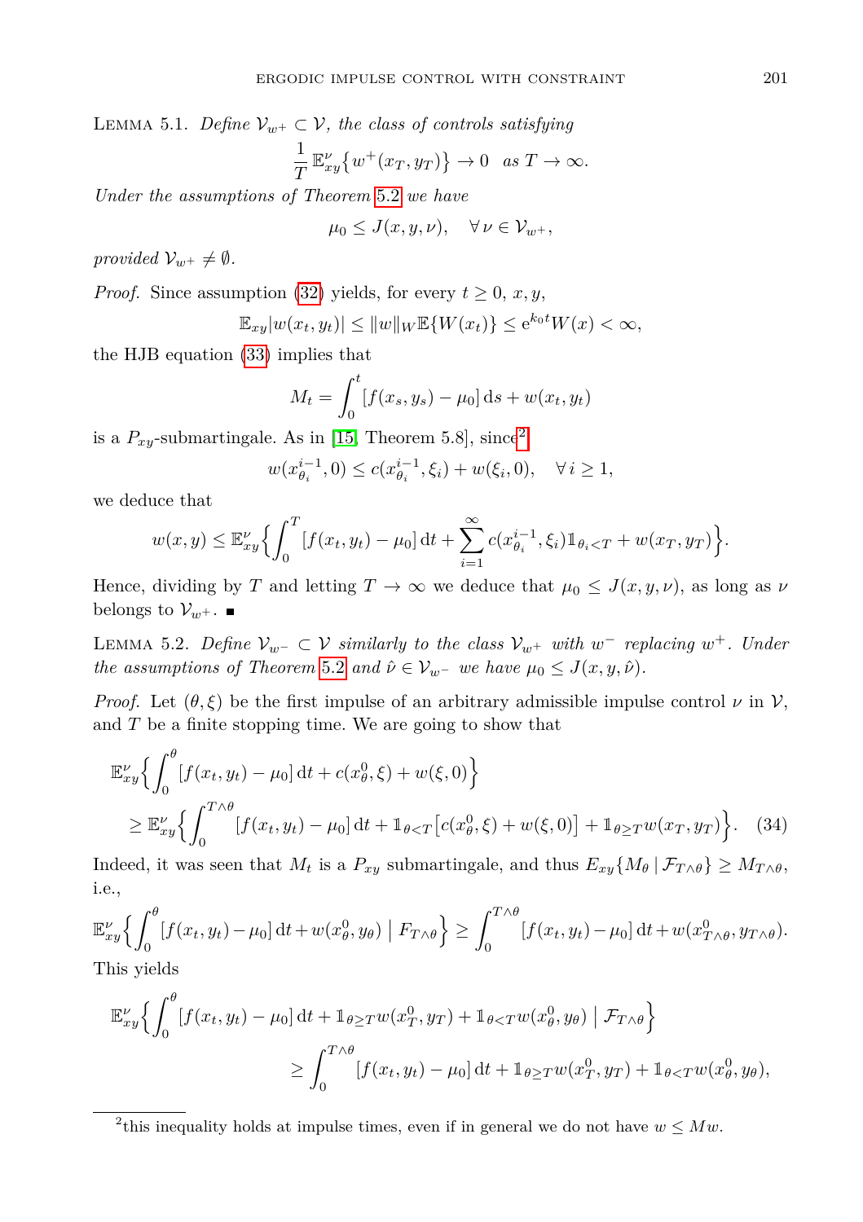**Lemma 5.1.** *Define $\mathcal{V}_{w^+} \subset \mathcal{V}$, the class of controls satisfying*

$$\frac{1}{T}\,\mathbb{E}^{\nu}_{xy}\{w^+(x_T, y_T)\} \to 0 \quad \text{as } T \to \infty.$$

*Under the assumptions of Theorem 5.2 we have*

$$\mu_0 \le J(x, y, \nu), \quad \forall\, \nu \in \mathcal{V}_{w^+},$$

*provided $\mathcal{V}_{w^+} \neq \emptyset$.*

*Proof.* Since assumption (32) yields, for every $t \ge 0$, $x, y$,

$$\mathbb{E}_{xy}|w(x_t, y_t)| \le \|w\|_W \mathbb{E}\{W(x_t)\} \le \mathrm{e}^{k_0 t} W(x) < \infty,$$

the HJB equation (33) implies that

$$M_t = \int_0^t [f(x_s, y_s) - \mu_0]\,\mathrm{d}s + w(x_t, y_t)$$

is a $P_{xy}$-submartingale. As in [15, Theorem 5.8], since[2]

$$w(x^{i-1}_{\theta_i}, 0) \le c(x^{i-1}_{\theta_i}, \xi_i) + w(\xi_i, 0), \quad \forall\, i \ge 1,$$

we deduce that

$$w(x, y) \le \mathbb{E}^{\nu}_{xy}\Big\{\int_0^T [f(x_t, y_t) - \mu_0]\,\mathrm{d}t + \sum_{i=1}^{\infty} c(x^{i-1}_{\theta_i}, \xi_i)\mathbb{1}_{\theta_i < T} + w(x_T, y_T)\Big\}.$$

Hence, dividing by $T$ and letting $T \to \infty$ we deduce that $\mu_0 \le J(x, y, \nu)$, as long as $\nu$ belongs to $\mathcal{V}_{w^+}$. ■

**Lemma 5.2.** *Define $\mathcal{V}_{w^-} \subset \mathcal{V}$ similarly to the class $\mathcal{V}_{w^+}$ with $w^-$ replacing $w^+$. Under the assumptions of Theorem 5.2 and $\hat{\nu} \in \mathcal{V}_{w^-}$ we have $\mu_0 \le J(x, y, \hat{\nu})$.*

*Proof.* Let $(\theta, \xi)$ be the first impulse of an arbitrary admissible impulse control $\nu$ in $\mathcal{V}$, and $T$ be a finite stopping time. We are going to show that

$$\begin{aligned}
&\mathbb{E}^{\nu}_{xy}\Big\{\int_0^{\theta} [f(x_t, y_t) - \mu_0]\,\mathrm{d}t + c(x^0_{\theta}, \xi) + w(\xi, 0)\Big\} \\
&\quad \ge \mathbb{E}^{\nu}_{xy}\Big\{\int_0^{T\wedge\theta} [f(x_t, y_t) - \mu_0]\,\mathrm{d}t + \mathbb{1}_{\theta < T}\big[c(x^0_{\theta}, \xi) + w(\xi, 0)\big] + \mathbb{1}_{\theta \ge T} w(x_T, y_T)\Big\}. \quad (34)
\end{aligned}$$

Indeed, it was seen that $M_t$ is a $P_{xy}$ submartingale, and thus $E_{xy}\{M_{\theta} \mid \mathcal{F}_{T\wedge\theta}\} \ge M_{T\wedge\theta}$, i.e.,

$$\mathbb{E}^{\nu}_{xy}\Big\{\int_0^{\theta} [f(x_t, y_t) - \mu_0]\,\mathrm{d}t + w(x^0_{\theta}, y_{\theta}) \;\Big|\; F_{T\wedge\theta}\Big\} \ge \int_0^{T\wedge\theta} [f(x_t, y_t) - \mu_0]\,\mathrm{d}t + w(x^0_{T\wedge\theta}, y_{T\wedge\theta}).$$

This yields

$$\begin{aligned}
&\mathbb{E}^{\nu}_{xy}\Big\{\int_0^{\theta} [f(x_t, y_t) - \mu_0]\,\mathrm{d}t + \mathbb{1}_{\theta \ge T} w(x^0_T, y_T) + \mathbb{1}_{\theta < T} w(x^0_{\theta}, y_{\theta}) \;\Big|\; \mathcal{F}_{T\wedge\theta}\Big\} \\
&\qquad\qquad \ge \int_0^{T\wedge\theta} [f(x_t, y_t) - \mu_0]\,\mathrm{d}t + \mathbb{1}_{\theta \ge T} w(x^0_T, y_T) + \mathbb{1}_{\theta < T} w(x^0_{\theta}, y_{\theta}),
\end{aligned}$$

---

[2] this inequality holds at impulse times, even if in general we do not have $w \le Mw$.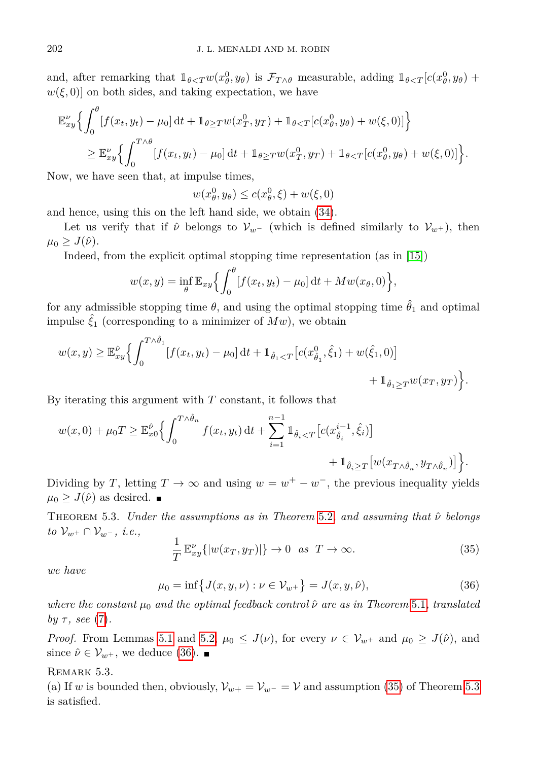and, after remarking that $\mathbb{1}_{\theta<T} w(x^0_\theta, y_\theta)$ is $\mathcal{F}_{T\wedge\theta}$ measurable, adding $\mathbb{1}_{\theta<T}[c(x^0_\theta, y_\theta) + w(\xi, 0)]$ on both sides, and taking expectation, we have

$$
\begin{aligned}
\mathbb{E}^\nu_{xy}\Big\{ \int_0^\theta [f(x_t, y_t) - \mu_0]\,\mathrm{d}t + \mathbb{1}_{\theta\geq T} w(x^0_T, y_T) + \mathbb{1}_{\theta<T}[c(x^0_\theta, y_\theta) + w(\xi, 0)] \Big\} \\
\geq \mathbb{E}^\nu_{xy}\Big\{ \int_0^{T\wedge\theta} [f(x_t, y_t) - \mu_0]\,\mathrm{d}t + \mathbb{1}_{\theta\geq T} w(x^0_T, y_T) + \mathbb{1}_{\theta<T}[c(x^0_\theta, y_\theta) + w(\xi, 0)] \Big\}.
\end{aligned}
$$

Now, we have seen that, at impulse times,

$$
w(x^0_\theta, y_\theta) \leq c(x^0_\theta, \xi) + w(\xi, 0)
$$

and hence, using this on the left hand side, we obtain (34).

Let us verify that if $\hat{\nu}$ belongs to $\mathcal{V}_{w^-}$ (which is defined similarly to $\mathcal{V}_{w^+}$), then $\mu_0 \geq J(\hat{\nu})$.

Indeed, from the explicit optimal stopping time representation (as in [15])

$$
w(x, y) = \inf_\theta \mathbb{E}_{xy}\Big\{ \int_0^\theta [f(x_t, y_t) - \mu_0]\,\mathrm{d}t + Mw(x_\theta, 0) \Big\},
$$

for any admissible stopping time $\theta$, and using the optimal stopping time $\hat{\theta}_1$ and optimal impulse $\hat{\xi}_1$ (corresponding to a minimizer of $Mw$), we obtain

$$
\begin{aligned}
w(x, y) \geq \mathbb{E}^{\hat{\nu}}_{xy}\Big\{ \int_0^{T\wedge\hat{\theta}_1} [f(x_t, y_t) - \mu_0]\,\mathrm{d}t + \mathbb{1}_{\hat{\theta}_1<T}\big[c(x^0_{\hat{\theta}_1}, \hat{\xi}_1) + w(\hat{\xi}_1, 0)\big] \\
+ \mathbb{1}_{\hat{\theta}_1\geq T} w(x_T, y_T) \Big\}.
\end{aligned}
$$

By iterating this argument with $T$ constant, it follows that

$$
\begin{aligned}
w(x, 0) + \mu_0 T \geq \mathbb{E}^{\hat{\nu}}_{x0}\Big\{ \int_0^{T\wedge\hat{\theta}_n} f(x_t, y_t)\,\mathrm{d}t + \sum_{i=1}^{n-1} \mathbb{1}_{\hat{\theta}_i<T}\big[c(x^{i-1}_{\hat{\theta}_i}, \hat{\xi}_i)\big] \\
+ \mathbb{1}_{\hat{\theta}_i\geq T}\big[w(x_{T\wedge\hat{\theta}_n}, y_{T\wedge\hat{\theta}_n})\big] \Big\}.
\end{aligned}
$$

Dividing by $T$, letting $T \to \infty$ and using $w = w^+ - w^-$, the previous inequality yields $\mu_0 \geq J(\hat{\nu})$ as desired. ∎

Theorem 5.3. *Under the assumptions as in Theorem 5.2, and assuming that $\hat{\nu}$ belongs to $\mathcal{V}_{w^+} \cap \mathcal{V}_{w^-}$, i.e.,*

$$
\frac{1}{T}\,\mathbb{E}^\nu_{xy}\{|w(x_T, y_T)|\} \to 0 \quad \text{as} \quad T \to \infty. \tag{35}
$$

*we have*

$$
\mu_0 = \inf\big\{J(x, y, \nu) : \nu \in \mathcal{V}_{w^+}\big\} = J(x, y, \hat{\nu}), \tag{36}
$$

*where the constant $\mu_0$ and the optimal feedback control $\hat{\nu}$ are as in Theorem 5.1, translated by $\tau$, see (7).*

*Proof.* From Lemmas 5.1 and 5.2, $\mu_0 \leq J(\nu)$, for every $\nu \in \mathcal{V}_{w^+}$ and $\mu_0 \geq J(\hat{\nu})$, and since $\hat{\nu} \in \mathcal{V}_{w^+}$, we deduce (36). ∎

Remark 5.3.
(a) If $w$ is bounded then, obviously, $\mathcal{V}_{w+} = \mathcal{V}_{w^-} = \mathcal{V}$ and assumption (35) of Theorem 5.3 is satisfied.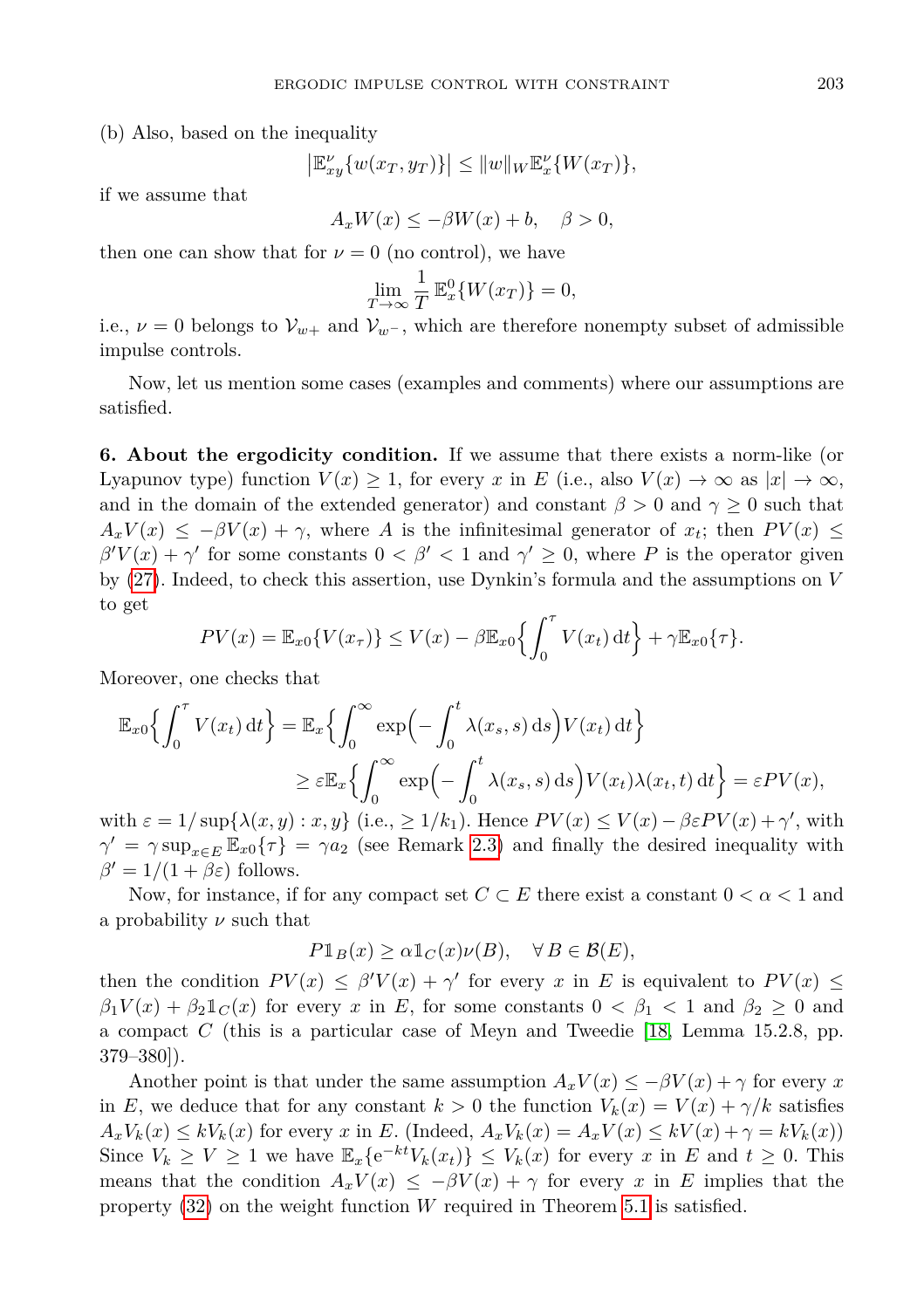(b) Also, based on the inequality

$$\left|\mathbb{E}^{\nu}_{xy}\{w(x_T, y_T)\}\right| \le \|w\|_W \mathbb{E}^{\nu}_{x}\{W(x_T)\},$$

if we assume that

$$A_x W(x) \le -\beta W(x) + b, \quad \beta > 0,$$

then one can show that for $\nu = 0$ (no control), we have

$$\lim_{T\to\infty} \frac{1}{T}\, \mathbb{E}^{0}_{x}\{W(x_T)\} = 0,$$

i.e., $\nu = 0$ belongs to $\mathcal{V}_{w^+}$ and $\mathcal{V}_{w^-}$, which are therefore nonempty subset of admissible impulse controls.

Now, let us mention some cases (examples and comments) where our assumptions are satisfied.

**6. About the ergodicity condition.** If we assume that there exists a norm-like (or Lyapunov type) function $V(x) \ge 1$, for every $x$ in $E$ (i.e., also $V(x) \to \infty$ as $|x| \to \infty$, and in the domain of the extended generator) and constant $\beta > 0$ and $\gamma \ge 0$ such that $A_x V(x) \le -\beta V(x) + \gamma$, where $A$ is the infinitesimal generator of $x_t$; then $PV(x) \le \beta' V(x) + \gamma'$ for some constants $0 < \beta' < 1$ and $\gamma' \ge 0$, where $P$ is the operator given by (27). Indeed, to check this assertion, use Dynkin's formula and the assumptions on $V$ to get

$$PV(x) = \mathbb{E}_{x0}\{V(x_\tau)\} \le V(x) - \beta \mathbb{E}_{x0}\Big\{\int_0^\tau V(x_t)\,\mathrm{d}t\Big\} + \gamma \mathbb{E}_{x0}\{\tau\}.$$

Moreover, one checks that

$$\begin{aligned}\mathbb{E}_{x0}\Big\{\int_0^\tau V(x_t)\,\mathrm{d}t\Big\} &= \mathbb{E}_{x}\Big\{\int_0^\infty \exp\Big(-\int_0^t \lambda(x_s,s)\,\mathrm{d}s\Big) V(x_t)\,\mathrm{d}t\Big\} \\ &\ge \varepsilon \mathbb{E}_{x}\Big\{\int_0^\infty \exp\Big(-\int_0^t \lambda(x_s,s)\,\mathrm{d}s\Big) V(x_t)\lambda(x_t,t)\,\mathrm{d}t\Big\} = \varepsilon PV(x),\end{aligned}$$

with $\varepsilon = 1/\sup\{\lambda(x,y) : x, y\}$ (i.e., $\ge 1/k_1$). Hence $PV(x) \le V(x) - \beta\varepsilon PV(x) + \gamma'$, with $\gamma' = \gamma \sup_{x\in E} \mathbb{E}_{x0}\{\tau\} = \gamma a_2$ (see Remark 2.3) and finally the desired inequality with $\beta' = 1/(1+\beta\varepsilon)$ follows.

Now, for instance, if for any compact set $C \subset E$ there exist a constant $0 < \alpha < 1$ and a probability $\nu$ such that

$$P\mathbb{1}_B(x) \ge \alpha \mathbb{1}_C(x)\nu(B), \quad \forall B \in \mathcal{B}(E),$$

then the condition $PV(x) \le \beta' V(x) + \gamma'$ for every $x$ in $E$ is equivalent to $PV(x) \le \beta_1 V(x) + \beta_2 \mathbb{1}_C(x)$ for every $x$ in $E$, for some constants $0 < \beta_1 < 1$ and $\beta_2 \ge 0$ and a compact $C$ (this is a particular case of Meyn and Tweedie [18, Lemma 15.2.8, pp. 379–380]).

Another point is that under the same assumption $A_x V(x) \le -\beta V(x) + \gamma$ for every $x$ in $E$, we deduce that for any constant $k > 0$ the function $V_k(x) = V(x) + \gamma/k$ satisfies $A_x V_k(x) \le k V_k(x)$ for every $x$ in $E$. (Indeed, $A_x V_k(x) = A_x V(x) \le kV(x) + \gamma = kV_k(x)$) Since $V_k \ge V \ge 1$ we have $\mathbb{E}_x\{\mathrm{e}^{-kt} V_k(x_t)\} \le V_k(x)$ for every $x$ in $E$ and $t \ge 0$. This means that the condition $A_x V(x) \le -\beta V(x) + \gamma$ for every $x$ in $E$ implies that the property (32) on the weight function $W$ required in Theorem 5.1 is satisfied.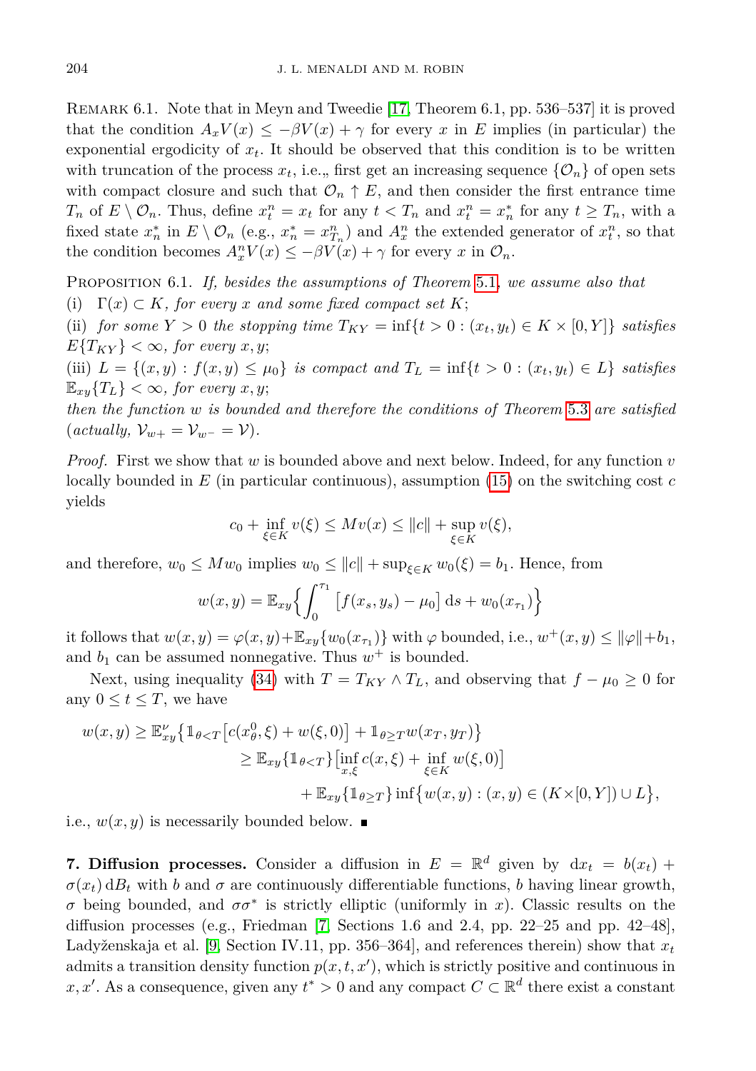Remark 6.1. Note that in Meyn and Tweedie [17, Theorem 6.1, pp. 536–537] it is proved that the condition $A_x V(x) \le -\beta V(x) + \gamma$ for every $x$ in $E$ implies (in particular) the exponential ergodicity of $x_t$. It should be observed that this condition is to be written with truncation of the process $x_t$, i.e.„ first get an increasing sequence $\{\mathcal{O}_n\}$ of open sets with compact closure and such that $\mathcal{O}_n \uparrow E$, and then consider the first entrance time $T_n$ of $E \setminus \mathcal{O}_n$. Thus, define $x_t^n = x_t$ for any $t < T_n$ and $x_t^n = x_n^*$ for any $t \ge T_n$, with a fixed state $x_n^*$ in $E \setminus \mathcal{O}_n$ (e.g., $x_n^* = x_{T_n}^n$) and $A_x^n$ the extended generator of $x_t^n$, so that the condition becomes $A_x^n V(x) \le -\beta V(x) + \gamma$ for every $x$ in $\mathcal{O}_n$.

Proposition 6.1. *If, besides the assumptions of Theorem 5.1, we assume also that*

(i) $\Gamma(x) \subset K$*, for every $x$ and some fixed compact set $K$;*

(ii) *for some $Y > 0$ the stopping time $T_{KY} = \inf\{t > 0 : (x_t, y_t) \in K \times [0, Y]\}$ satisfies $E\{T_{KY}\} < \infty$, for every $x, y$;*

(iii) $L = \{(x, y) : f(x, y) \le \mu_0\}$ *is compact and* $T_L = \inf\{t > 0 : (x_t, y_t) \in L\}$ *satisfies $\mathbb{E}_{xy}\{T_L\} < \infty$, for every $x, y$;*

*then the function $w$ is bounded and therefore the conditions of Theorem 5.3 are satisfied (actually, $\mathcal{V}_{w^+} = \mathcal{V}_{w^-} = \mathcal{V}$).*

*Proof.* First we show that $w$ is bounded above and next below. Indeed, for any function $v$ locally bounded in $E$ (in particular continuous), assumption (15) on the switching cost $c$ yields

$$c_0 + \inf_{\xi \in K} v(\xi) \le Mv(x) \le \|c\| + \sup_{\xi \in K} v(\xi),$$

and therefore, $w_0 \le Mw_0$ implies $w_0 \le \|c\| + \sup_{\xi \in K} w_0(\xi) = b_1$. Hence, from

$$w(x, y) = \mathbb{E}_{xy}\Big\{ \int_0^{\tau_1} \big[f(x_s, y_s) - \mu_0\big] \, \mathrm{d}s + w_0(x_{\tau_1}) \Big\}$$

it follows that $w(x, y) = \varphi(x, y) + \mathbb{E}_{xy}\{w_0(x_{\tau_1})\}$ with $\varphi$ bounded, i.e., $w^+(x, y) \le \|\varphi\| + b_1$, and $b_1$ can be assumed nonnegative. Thus $w^+$ is bounded.

Next, using inequality (34) with $T = T_{KY} \wedge T_L$, and observing that $f - \mu_0 \ge 0$ for any $0 \le t \le T$, we have

$$\begin{aligned} w(x, y) \ge \mathbb{E}_{xy}^{\nu}\big\{ \mathbb{1}_{\theta < T}\big[c(x_\theta^0, \xi) + w(\xi, 0)\big] + \mathbb{1}_{\theta \ge T} w(x_T, y_T) \big\} \\ \ge \mathbb{E}_{xy}\{\mathbb{1}_{\theta < T}\}\big[\inf_{x, \xi} c(x, \xi) + \inf_{\xi \in K} w(\xi, 0)\big] \\ + \mathbb{E}_{xy}\{\mathbb{1}_{\theta \ge T}\} \inf\big\{w(x, y) : (x, y) \in (K \times [0, Y]) \cup L\big\}, \end{aligned}$$

i.e., $w(x, y)$ is necessarily bounded below. ∎

**7. Diffusion processes.** Consider a diffusion in $E = \mathbb{R}^d$ given by $\mathrm{d}x_t = b(x_t) + \sigma(x_t)\, \mathrm{d}B_t$ with $b$ and $\sigma$ are continuously differentiable functions, $b$ having linear growth, $\sigma$ being bounded, and $\sigma\sigma^*$ is strictly elliptic (uniformly in $x$). Classic results on the diffusion processes (e.g., Friedman [7, Sections 1.6 and 2.4, pp. 22–25 and pp. 42–48], Ladyženskaja et al. [9, Section IV.11, pp. 356–364], and references therein) show that $x_t$ admits a transition density function $p(x, t, x')$, which is strictly positive and continuous in $x, x'$. As a consequence, given any $t^* > 0$ and any compact $C \subset \mathbb{R}^d$ there exist a constant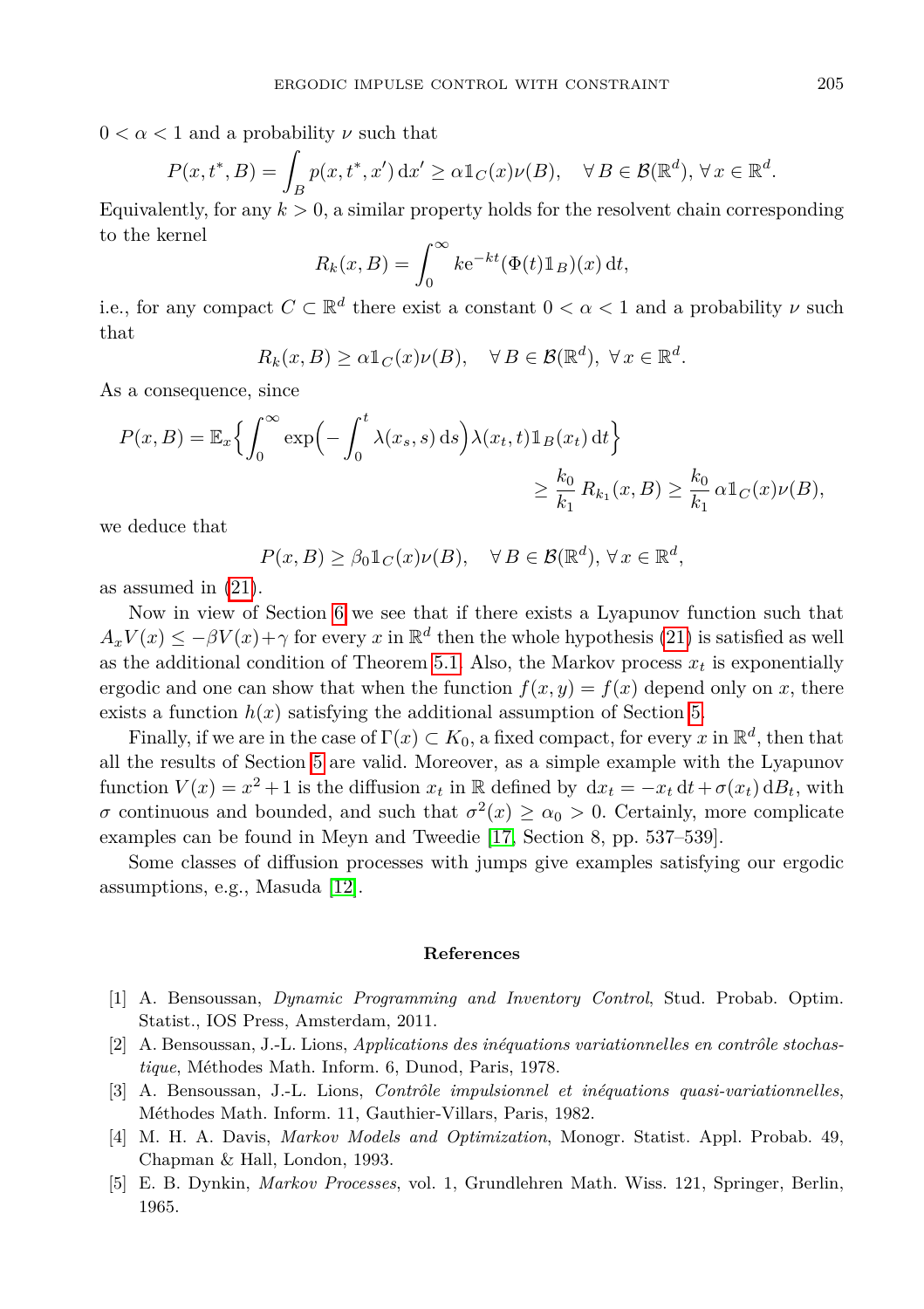$0 < \alpha < 1$ and a probability $\nu$ such that

$$P(x, t^*, B) = \int_B p(x, t^*, x')\,\mathrm{d}x' \geq \alpha \mathbb{1}_C(x)\nu(B), \quad \forall\, B \in \mathcal{B}(\mathbb{R}^d),\, \forall\, x \in \mathbb{R}^d.$$

Equivalently, for any $k > 0$, a similar property holds for the resolvent chain corresponding to the kernel

$$R_k(x, B) = \int_0^\infty k\mathrm{e}^{-kt}(\Phi(t)\mathbb{1}_B)(x)\,\mathrm{d}t,$$

i.e., for any compact $C \subset \mathbb{R}^d$ there exist a constant $0 < \alpha < 1$ and a probability $\nu$ such that

$$R_k(x, B) \geq \alpha \mathbb{1}_C(x)\nu(B), \quad \forall\, B \in \mathcal{B}(\mathbb{R}^d),\ \forall\, x \in \mathbb{R}^d.$$

As a consequence, since

$$P(x, B) = \mathbb{E}_x\Big\{\int_0^\infty \exp\Big(-\int_0^t \lambda(x_s, s)\,\mathrm{d}s\Big)\lambda(x_t, t)\mathbb{1}_B(x_t)\,\mathrm{d}t\Big\} \geq \frac{k_0}{k_1}\,R_{k_1}(x, B) \geq \frac{k_0}{k_1}\,\alpha\mathbb{1}_C(x)\nu(B),$$

we deduce that

$$P(x, B) \geq \beta_0 \mathbb{1}_C(x)\nu(B), \quad \forall\, B \in \mathcal{B}(\mathbb{R}^d),\, \forall\, x \in \mathbb{R}^d,$$

as assumed in (21).

Now in view of Section 6 we see that if there exists a Lyapunov function such that $A_x V(x) \leq -\beta V(x) + \gamma$ for every $x$ in $\mathbb{R}^d$ then the whole hypothesis (21) is satisfied as well as the additional condition of Theorem 5.1. Also, the Markov process $x_t$ is exponentially ergodic and one can show that when the function $f(x, y) = f(x)$ depend only on $x$, there exists a function $h(x)$ satisfying the additional assumption of Section 5.

Finally, if we are in the case of $\Gamma(x) \subset K_0$, a fixed compact, for every $x$ in $\mathbb{R}^d$, then that all the results of Section 5 are valid. Moreover, as a simple example with the Lyapunov function $V(x) = x^2 + 1$ is the diffusion $x_t$ in $\mathbb{R}$ defined by $\mathrm{d}x_t = -x_t\,\mathrm{d}t + \sigma(x_t)\,\mathrm{d}B_t$, with $\sigma$ continuous and bounded, and such that $\sigma^2(x) \geq \alpha_0 > 0$. Certainly, more complicate examples can be found in Meyn and Tweedie [17, Section 8, pp. 537–539].

Some classes of diffusion processes with jumps give examples satisfying our ergodic assumptions, e.g., Masuda [12].

## References

[1] A. Bensoussan, *Dynamic Programming and Inventory Control*, Stud. Probab. Optim. Statist., IOS Press, Amsterdam, 2011.

[2] A. Bensoussan, J.-L. Lions, *Applications des inéquations variationnelles en contrôle stochastique*, Méthodes Math. Inform. 6, Dunod, Paris, 1978.

[3] A. Bensoussan, J.-L. Lions, *Contrôle impulsionnel et inéquations quasi-variationnelles*, Méthodes Math. Inform. 11, Gauthier-Villars, Paris, 1982.

[4] M. H. A. Davis, *Markov Models and Optimization*, Monogr. Statist. Appl. Probab. 49, Chapman & Hall, London, 1993.

[5] E. B. Dynkin, *Markov Processes*, vol. 1, Grundlehren Math. Wiss. 121, Springer, Berlin, 1965.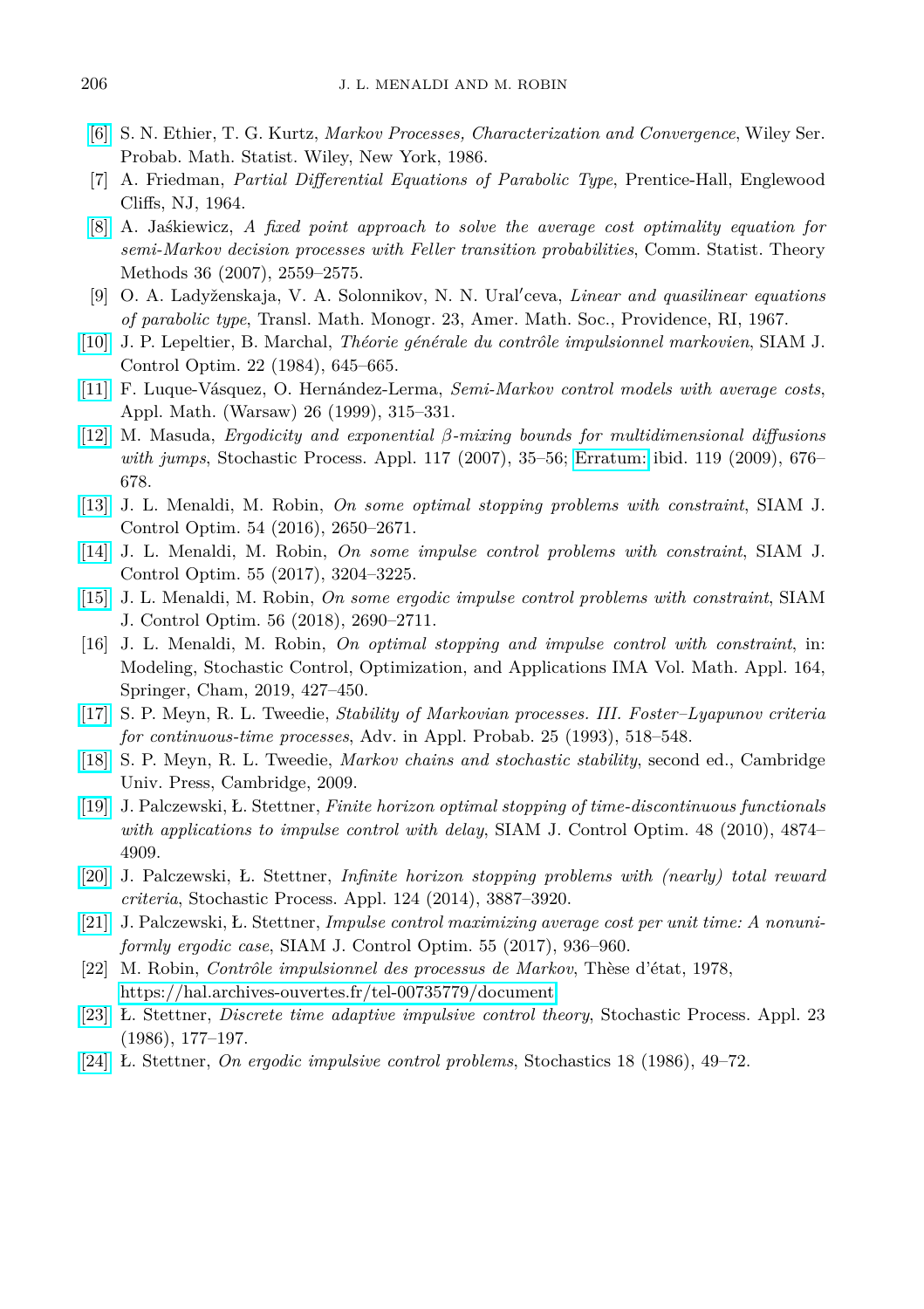[6] S. N. Ethier, T. G. Kurtz, *Markov Processes, Characterization and Convergence*, Wiley Ser. Probab. Math. Statist. Wiley, New York, 1986.

[7] A. Friedman, *Partial Differential Equations of Parabolic Type*, Prentice-Hall, Englewood Cliffs, NJ, 1964.

[8] A. Jaśkiewicz, *A fixed point approach to solve the average cost optimality equation for semi-Markov decision processes with Feller transition probabilities*, Comm. Statist. Theory Methods 36 (2007), 2559–2575.

[9] O. A. Ladyženskaja, V. A. Solonnikov, N. N. Ural′ceva, *Linear and quasilinear equations of parabolic type*, Transl. Math. Monogr. 23, Amer. Math. Soc., Providence, RI, 1967.

[10] J. P. Lepeltier, B. Marchal, *Théorie générale du contrôle impulsionnel markovien*, SIAM J. Control Optim. 22 (1984), 645–665.

[11] F. Luque-Vásquez, O. Hernández-Lerma, *Semi-Markov control models with average costs*, Appl. Math. (Warsaw) 26 (1999), 315–331.

[12] M. Masuda, *Ergodicity and exponential $\beta$-mixing bounds for multidimensional diffusions with jumps*, Stochastic Process. Appl. 117 (2007), 35–56; Erratum: ibid. 119 (2009), 676–678.

[13] J. L. Menaldi, M. Robin, *On some optimal stopping problems with constraint*, SIAM J. Control Optim. 54 (2016), 2650–2671.

[14] J. L. Menaldi, M. Robin, *On some impulse control problems with constraint*, SIAM J. Control Optim. 55 (2017), 3204–3225.

[15] J. L. Menaldi, M. Robin, *On some ergodic impulse control problems with constraint*, SIAM J. Control Optim. 56 (2018), 2690–2711.

[16] J. L. Menaldi, M. Robin, *On optimal stopping and impulse control with constraint*, in: Modeling, Stochastic Control, Optimization, and Applications IMA Vol. Math. Appl. 164, Springer, Cham, 2019, 427–450.

[17] S. P. Meyn, R. L. Tweedie, *Stability of Markovian processes. III. Foster–Lyapunov criteria for continuous-time processes*, Adv. in Appl. Probab. 25 (1993), 518–548.

[18] S. P. Meyn, R. L. Tweedie, *Markov chains and stochastic stability*, second ed., Cambridge Univ. Press, Cambridge, 2009.

[19] J. Palczewski, Ł. Stettner, *Finite horizon optimal stopping of time-discontinuous functionals with applications to impulse control with delay*, SIAM J. Control Optim. 48 (2010), 4874–4909.

[20] J. Palczewski, Ł. Stettner, *Infinite horizon stopping problems with (nearly) total reward criteria*, Stochastic Process. Appl. 124 (2014), 3887–3920.

[21] J. Palczewski, Ł. Stettner, *Impulse control maximizing average cost per unit time: A nonuniformly ergodic case*, SIAM J. Control Optim. 55 (2017), 936–960.

[22] M. Robin, *Contrôle impulsionnel des processus de Markov*, Thèse d'état, 1978, https://hal.archives-ouvertes.fr/tel-00735779/document

[23] Ł. Stettner, *Discrete time adaptive impulsive control theory*, Stochastic Process. Appl. 23 (1986), 177–197.

[24] Ł. Stettner, *On ergodic impulsive control problems*, Stochastics 18 (1986), 49–72.